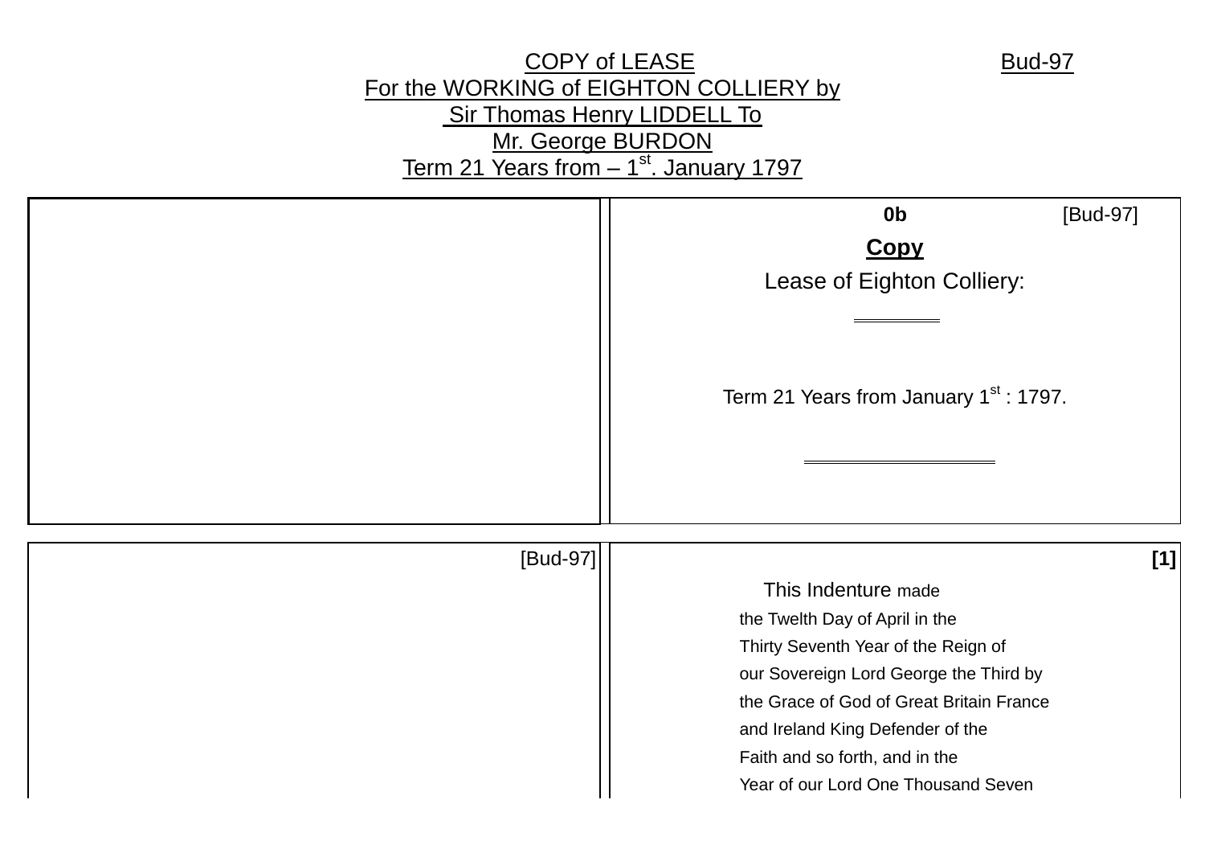# COPY of LEASE

Bud-97

## For the WORKING of EIGHTON COLLIERY by Sir Thomas Henry LIDDELL To Mr. George BURDON

Term 21 Years from – 1st. January 1797

---

**0b** [Bud-97]

**Copy**

Lease of Eighton Colliery:

Term 21 Years from January 1st : 1797.

---

[Bud-97]

**[1]**

This Indenture made
the Twelth Day of April in the
Thirty Seventh Year of the Reign of
our Sovereign Lord George the Third by
the Grace of God of Great Britain France
and Ireland King Defender of the
Faith and so forth, and in the
Year of our Lord One Thousand Seven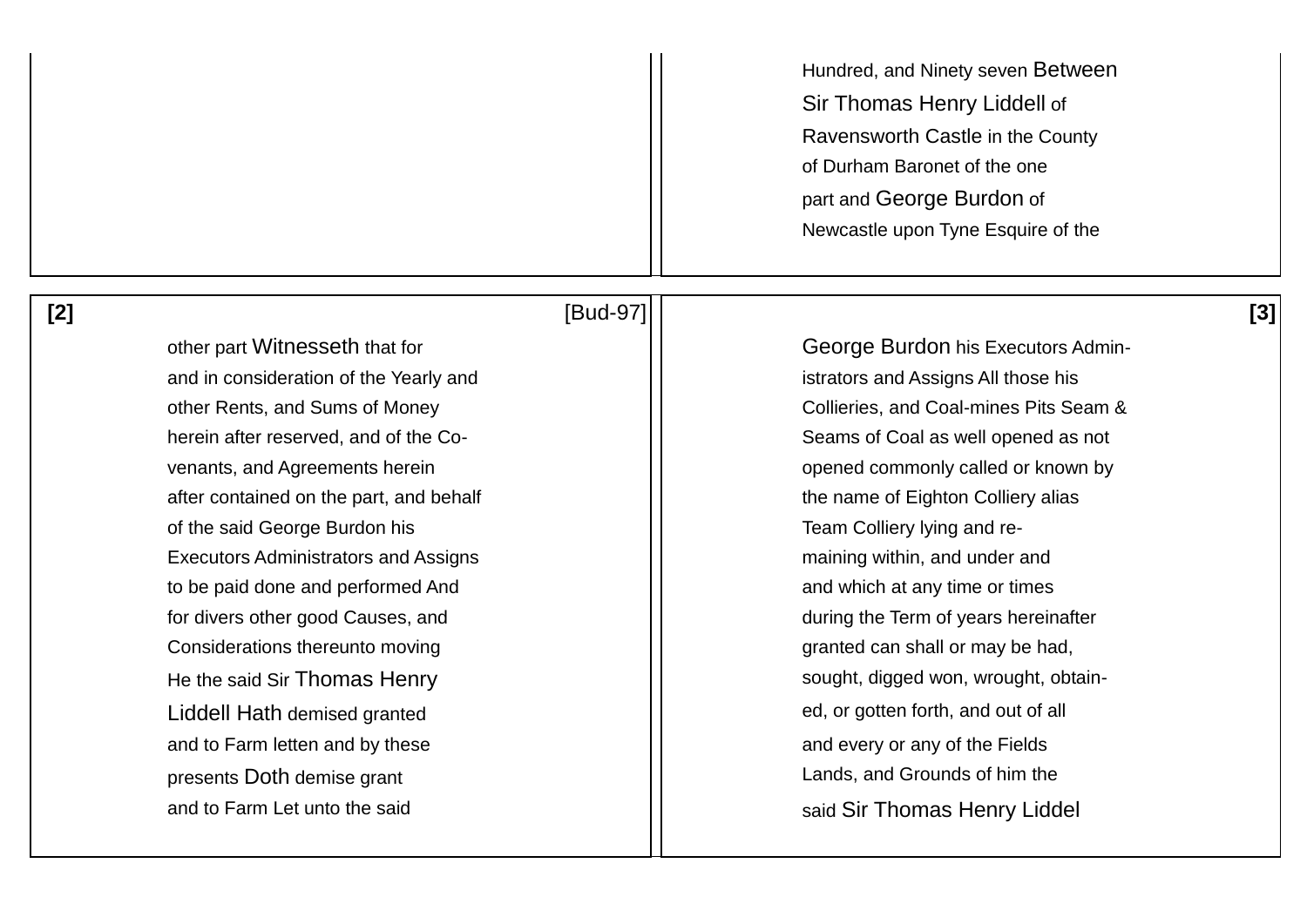Hundred, and Ninety seven Between Sir Thomas Henry Liddell of Ravensworth Castle in the County of Durham Baronet of the one part and George Burdon of Newcastle upon Tyne Esquire of the

[2] [Bud-97]

other part Witnesseth that for and in consideration of the Yearly and other Rents, and Sums of Money herein after reserved, and of the Co-venants, and Agreements herein after contained on the part, and behalf of the said George Burdon his Executors Administrators and Assigns to be paid done and performed And for divers other good Causes, and Considerations thereunto moving He the said Sir Thomas Henry Liddell Hath demised granted and to Farm letten and by these presents Doth demise grant and to Farm Let unto the said

[3]

George Burdon his Executors Admin-istrators and Assigns All those his Collieries, and Coal-mines Pits Seam & Seams of Coal as well opened as not opened commonly called or known by the name of Eighton Colliery alias Team Colliery lying and re-maining within, and under and and which at any time or times during the Term of years hereinafter granted can shall or may be had, sought, digged won, wrought, obtain-ed, or gotten forth, and out of all and every or any of the Fields Lands, and Grounds of him the said Sir Thomas Henry Liddel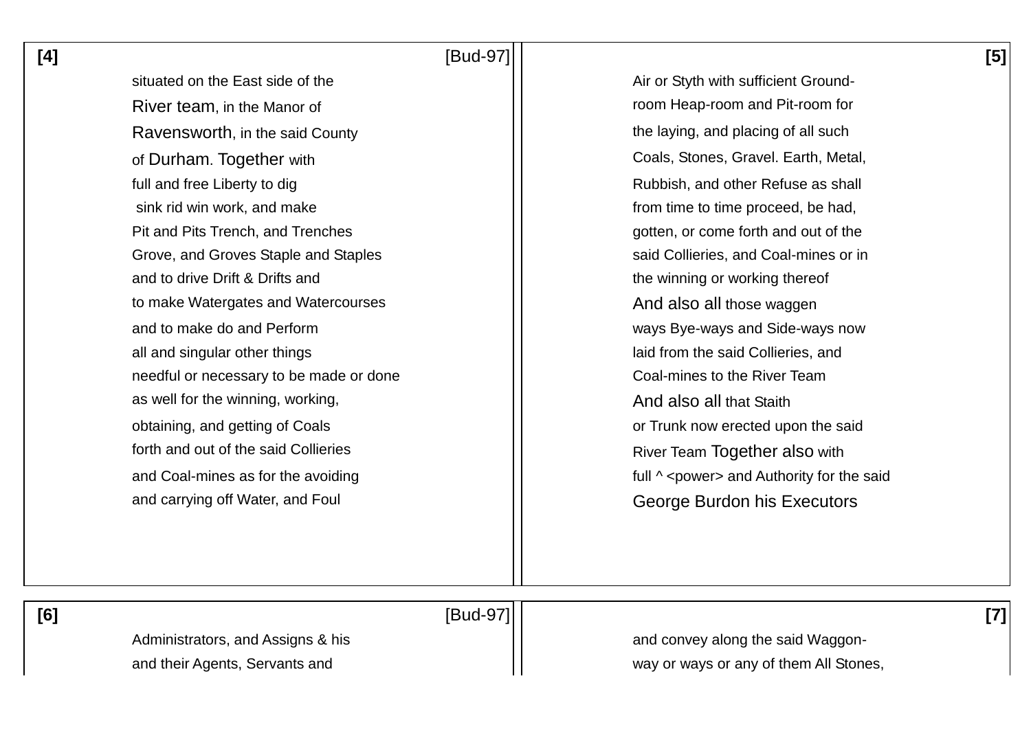[4]

situated on the East side of the
River team, in the Manor of
Ravensworth, in the said County
of Durham. Together with
full and free Liberty to dig
 sink rid win work, and make
Pit and Pits Trench, and Trenches
Grove, and Groves Staple and Staples
and to drive Drift & Drifts and
to make Watergates and Watercourses
and to make do and Perform
all and singular other things
needful or necessary to be made or done
as well for the winning, working,
obtaining, and getting of Coals
forth and out of the said Collieries
and Coal-mines as for the avoiding
and carrying off Water, and Foul

[5]

Air or Styth with sufficient Ground-
room Heap-room and Pit-room for
the laying, and placing of all such
Coals, Stones, Gravel. Earth, Metal,
Rubbish, and other Refuse as shall
from time to time proceed, be had,
gotten, or come forth and out of the
said Collieries, and Coal-mines or in
the winning or working thereof
And also all those waggen
ways Bye-ways and Side-ways now
laid from the said Collieries, and
Coal-mines to the River Team
And also all that Staith
or Trunk now erected upon the said
River Team Together also with
full ^ <power> and Authority for the said
George Burdon his Executors

[6]

Administrators, and Assigns & his
and their Agents, Servants and

[7]

and convey along the said Waggon-
way or ways or any of them All Stones,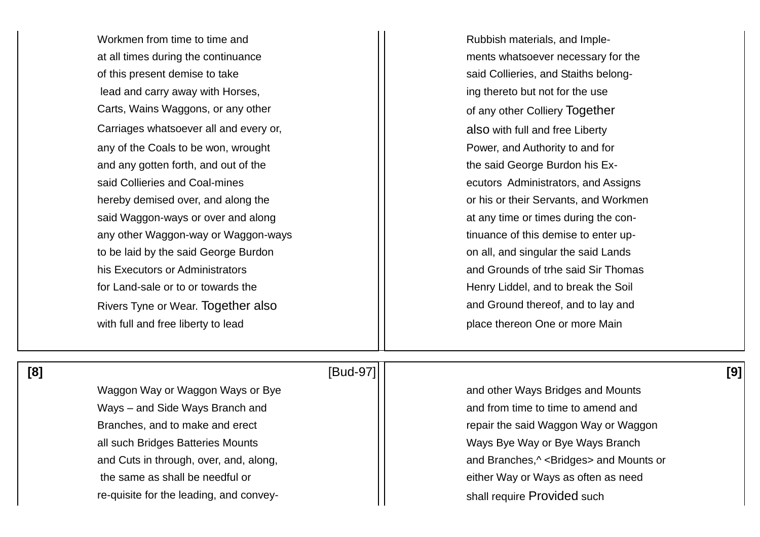Workmen from time to time and
at all times during the continuance
of this present demise to take
lead and carry away with Horses,
Carts, Wains Waggons, or any other
Carriages whatsoever all and every or,
any of the Coals to be won, wrought
and any gotten forth, and out of the
said Collieries and Coal-mines
hereby demised over, and along the
said Waggon-ways or over and along
any other Waggon-way or Waggon-ways
to be laid by the said George Burdon
his Executors or Administrators
for Land-sale or to or towards the
Rivers Tyne or Wear. Together also
with full and free liberty to lead

Rubbish materials, and Imple-
ments whatsoever necessary for the
said Collieries, and Staiths belong-
ing thereto but not for the use
of any other Colliery Together
also with full and free Liberty
Power, and Authority to and for
the said George Burdon his Ex-
ecutors Administrators, and Assigns
or his or their Servants, and Workmen
at any time or times during the con-
tinuance of this demise to enter up-
on all, and singular the said Lands
and Grounds of trhe said Sir Thomas
Henry Liddel, and to break the Soil
and Ground thereof, and to lay and
place thereon One or more Main

[8] [Bud-97]

Waggon Way or Waggon Ways or Bye
Ways – and Side Ways Branch and
Branches, and to make and erect
all such Bridges Batteries Mounts
and Cuts in through, over, and, along,
the same as shall be needful or
re-quisite for the leading, and convey-

[9]

and other Ways Bridges and Mounts
and from time to time to amend and
repair the said Waggon Way or Waggon
Ways Bye Way or Bye Ways Branch
and Branches,^ <Bridges> and Mounts or
either Way or Ways as often as need
shall require Provided such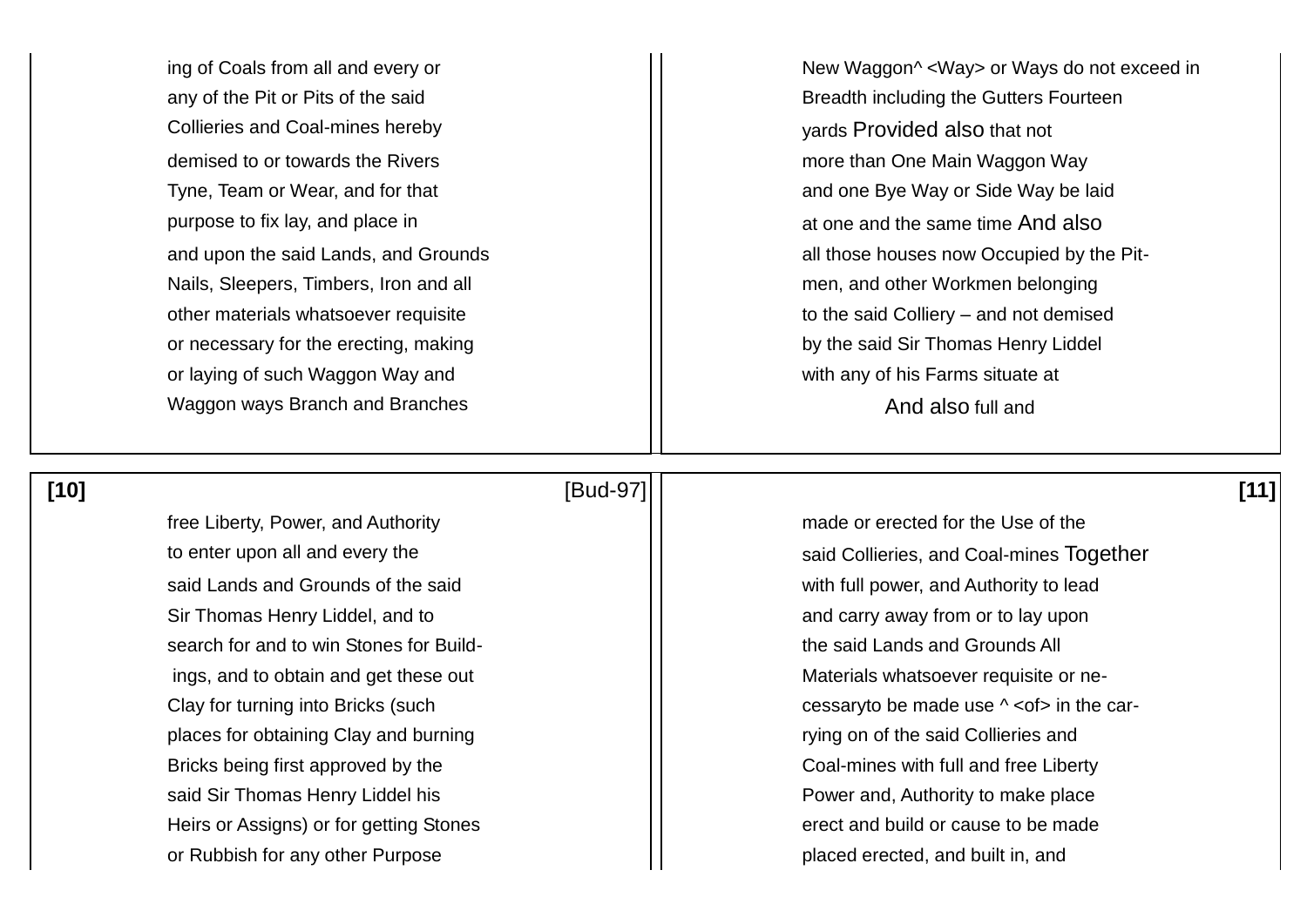ing of Coals from all and every or
any of the Pit or Pits of the said
Collieries and Coal-mines hereby
demised to or towards the Rivers
Tyne, Team or Wear, and for that
purpose to fix lay, and place in
and upon the said Lands, and Grounds
Nails, Sleepers, Timbers, Iron and all
other materials whatsoever requisite
or necessary for the erecting, making
or laying of such Waggon Way and
Waggon ways Branch and Branches

New Waggon^ <Way> or Ways do not exceed in
Breadth including the Gutters Fourteen
yards Provided also that not
more than One Main Waggon Way
and one Bye Way or Side Way be laid
at one and the same time And also
all those houses now Occupied by the Pit-
men, and other Workmen belonging
to the said Colliery – and not demised
by the said Sir Thomas Henry Liddel
with any of his Farms situate at
And also full and

**[10]** [Bud-97]

free Liberty, Power, and Authority
to enter upon all and every the
said Lands and Grounds of the said
Sir Thomas Henry Liddel, and to
search for and to win Stones for Build-
ings, and to obtain and get these out
Clay for turning into Bricks (such
places for obtaining Clay and burning
Bricks being first approved by the
said Sir Thomas Henry Liddel his
Heirs or Assigns) or for getting Stones
or Rubbish for any other Purpose

**[11]**

made or erected for the Use of the
said Collieries, and Coal-mines Together
with full power, and Authority to lead
and carry away from or to lay upon
the said Lands and Grounds All
Materials whatsoever requisite or ne-
cessaryto be made use ^ <of> in the car-
rying on of the said Collieries and
Coal-mines with full and free Liberty
Power and, Authority to make place
erect and build or cause to be made
placed erected, and built in, and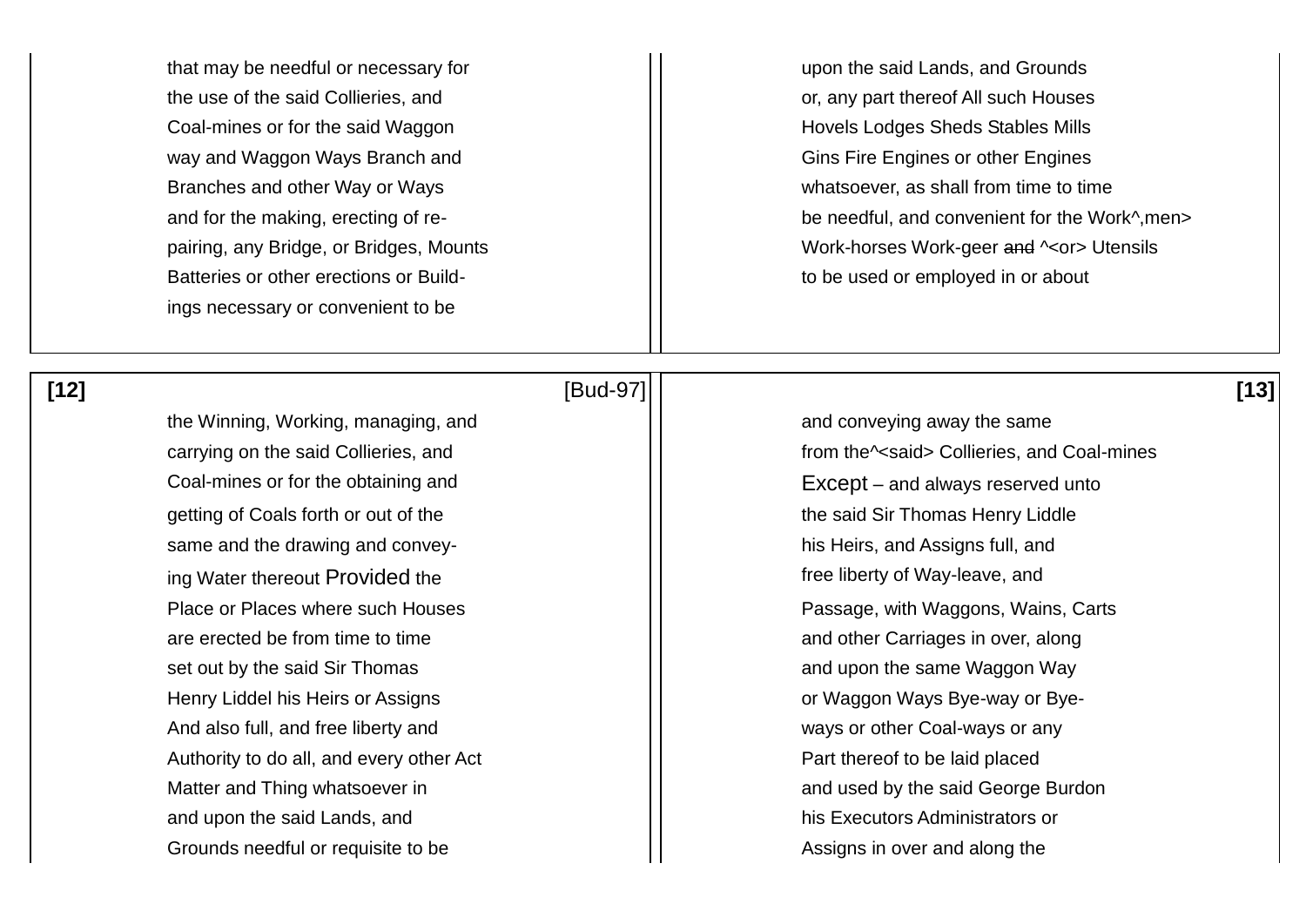that may be needful or necessary for
the use of the said Collieries, and
Coal-mines or for the said Waggon
way and Waggon Ways Branch and
Branches and other Way or Ways
and for the making, erecting of re-
pairing, any Bridge, or Bridges, Mounts
Batteries or other erections or Build-
ings necessary or convenient to be

upon the said Lands, and Grounds
or, any part thereof All such Houses
Hovels Lodges Sheds Stables Mills
Gins Fire Engines or other Engines
whatsoever, as shall from time to time
be needful, and convenient for the Work^,men>
Work-horses Work-geer ~~and~~ ^<or> Utensils
to be used or employed in or about

**[12]** [Bud-97]

the Winning, Working, managing, and
carrying on the said Collieries, and
Coal-mines or for the obtaining and
getting of Coals forth or out of the
same and the drawing and convey-
ing Water thereout Provided the
Place or Places where such Houses
are erected be from time to time
set out by the said Sir Thomas
Henry Liddel his Heirs or Assigns
And also full, and free liberty and
Authority to do all, and every other Act
Matter and Thing whatsoever in
and upon the said Lands, and
Grounds needful or requisite to be

**[13]**

and conveying away the same
from the^<said> Collieries, and Coal-mines
Except – and always reserved unto
the said Sir Thomas Henry Liddle
his Heirs, and Assigns full, and
free liberty of Way-leave, and
Passage, with Waggons, Wains, Carts
and other Carriages in over, along
and upon the same Waggon Way
or Waggon Ways Bye-way or Bye-
ways or other Coal-ways or any
Part thereof to be laid placed
and used by the said George Burdon
his Executors Administrators or
Assigns in over and along the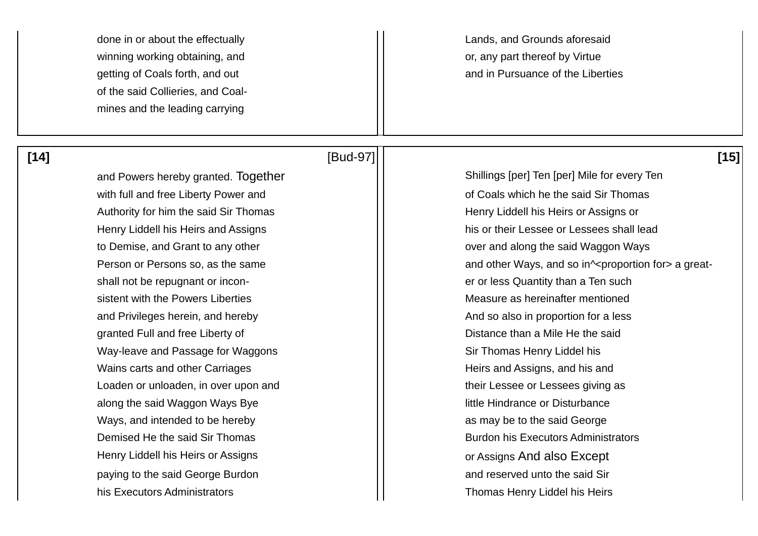done in or about the effectually
winning working obtaining, and
getting of Coals forth, and out
of the said Collieries, and Coal-
mines and the leading carrying

Lands, and Grounds aforesaid
or, any part thereof by Virtue
and in Pursuance of the Liberties

[14] [Bud-97]

and Powers hereby granted. Together
with full and free Liberty Power and
Authority for him the said Sir Thomas
Henry Liddell his Heirs and Assigns
to Demise, and Grant to any other
Person or Persons so, as the same
shall not be repugnant or incon-
sistent with the Powers Liberties
and Privileges herein, and hereby
granted Full and free Liberty of
Way-leave and Passage for Waggons
Wains carts and other Carriages
Loaden or unloaden, in over upon and
along the said Waggon Ways Bye
Ways, and intended to be hereby
Demised He the said Sir Thomas
Henry Liddell his Heirs or Assigns
paying to the said George Burdon
his Executors Administrators

[15]

Shillings [per] Ten [per] Mile for every Ten
of Coals which he the said Sir Thomas
Henry Liddell his Heirs or Assigns or
his or their Lessee or Lessees shall lead
over and along the said Waggon Ways
and other Ways, and so in^<proportion for> a great-
er or less Quantity than a Ten such
Measure as hereinafter mentioned
And so also in proportion for a less
Distance than a Mile He the said
Sir Thomas Henry Liddel his
Heirs and Assigns, and his and
their Lessee or Lessees giving as
little Hindrance or Disturbance
as may be to the said George
Burdon his Executors Administrators
or Assigns And also Except
and reserved unto the said Sir
Thomas Henry Liddel his Heirs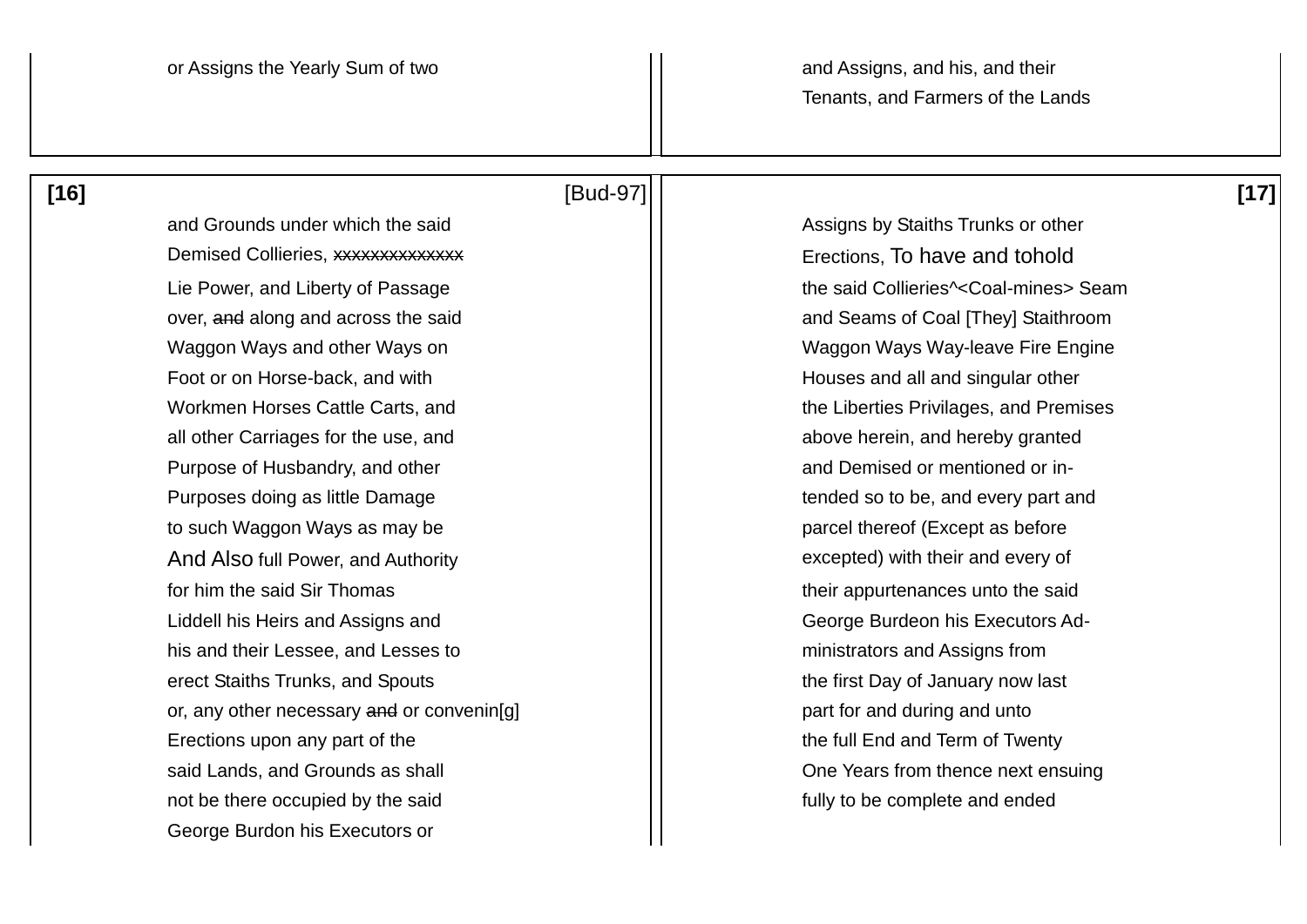or Assigns the Yearly Sum of two

and Assigns, and his, and their
Tenants, and Farmers of the Lands

**[16]** [Bud-97]

and Grounds under which the said
Demised Collieries, ~~xxxxxxxxxxxxxx~~
Lie Power, and Liberty of Passage
over, ~~and~~ along and across the said
Waggon Ways and other Ways on
Foot or on Horse-back, and with
Workmen Horses Cattle Carts, and
all other Carriages for the use, and
Purpose of Husbandry, and other
Purposes doing as little Damage
to such Waggon Ways as may be
And Also full Power, and Authority
for him the said Sir Thomas
Liddell his Heirs and Assigns and
his and their Lessee, and Lesses to
erect Staiths Trunks, and Spouts
or, any other necessary ~~and~~ or convenin[g]
Erections upon any part of the
said Lands, and Grounds as shall
not be there occupied by the said
George Burdon his Executors or

**[17]**

Assigns by Staiths Trunks or other
Erections, To have and tohold
the said Collieries^<Coal-mines> Seam
and Seams of Coal [They] Staithroom
Waggon Ways Way-leave Fire Engine
Houses and all and singular other
the Liberties Privilages, and Premises
above herein, and hereby granted
and Demised or mentioned or in-
tended so to be, and every part and
parcel thereof (Except as before
excepted) with their and every of
their appurtenances unto the said
George Burdeon his Executors Ad-
ministrators and Assigns from
the first Day of January now last
part for and during and unto
the full End and Term of Twenty
One Years from thence next ensuing
fully to be complete and ended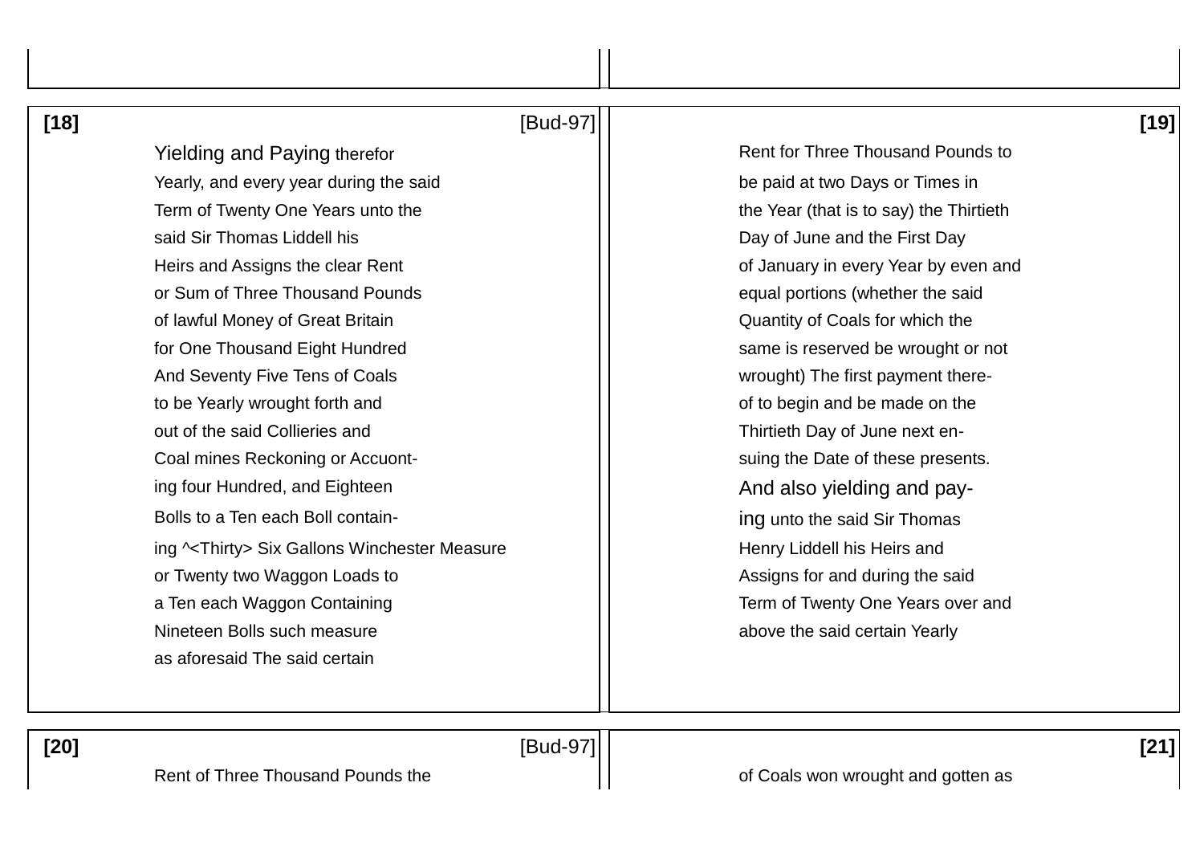[18] [Bud-97]

Yielding and Paying therefor
Yearly, and every year during the said
Term of Twenty One Years unto the
said Sir Thomas Liddell his
Heirs and Assigns the clear Rent
or Sum of Three Thousand Pounds
of lawful Money of Great Britain
for One Thousand Eight Hundred
And Seventy Five Tens of Coals
to be Yearly wrought forth and
out of the said Collieries and
Coal mines Reckoning or Accuont-
ing four Hundred, and Eighteen
Bolls to a Ten each Boll contain-
ing ^<Thirty> Six Gallons Winchester Measure
or Twenty two Waggon Loads to
a Ten each Waggon Containing
Nineteen Bolls such measure
as aforesaid The said certain

[19]

Rent for Three Thousand Pounds to
be paid at two Days or Times in
the Year (that is to say) the Thirtieth
Day of June and the First Day
of January in every Year by even and
equal portions (whether the said
Quantity of Coals for which the
same is reserved be wrought or not
wrought) The first payment there-
of to begin and be made on the
Thirtieth Day of June next en-
suing the Date of these presents.
And also yielding and pay-
ing unto the said Sir Thomas
Henry Liddell his Heirs and
Assigns for and during the said
Term of Twenty One Years over and
above the said certain Yearly

[20] [Bud-97]

Rent of Three Thousand Pounds the

[21]

of Coals won wrought and gotten as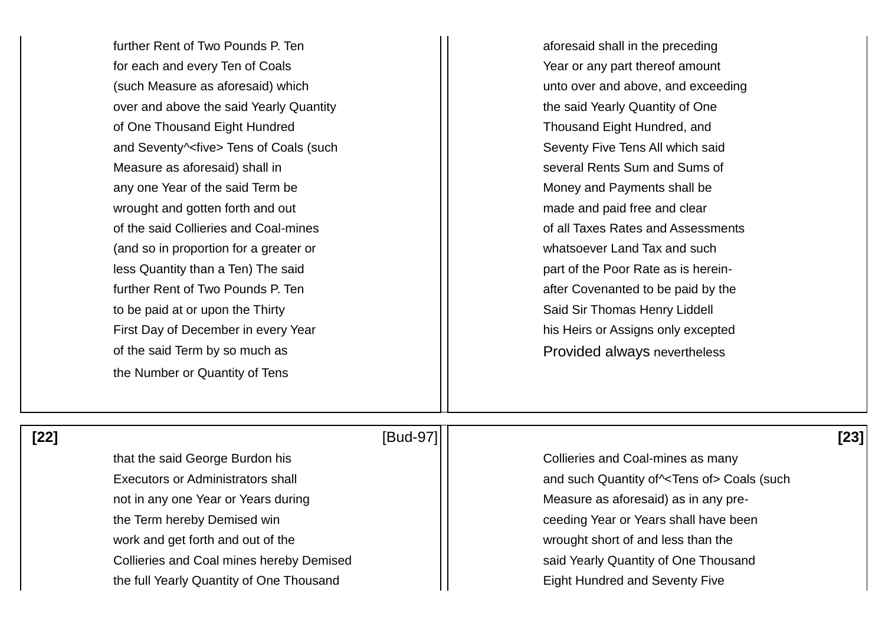further Rent of Two Pounds P. Ten
for each and every Ten of Coals
(such Measure as aforesaid) which
over and above the said Yearly Quantity
of One Thousand Eight Hundred
and Seventy^<five> Tens of Coals (such
Measure as aforesaid) shall in
any one Year of the said Term be
wrought and gotten forth and out
of the said Collieries and Coal-mines
(and so in proportion for a greater or
less Quantity than a Ten) The said
further Rent of Two Pounds P. Ten
to be paid at or upon the Thirty
First Day of December in every Year
of the said Term by so much as
the Number or Quantity of Tens

aforesaid shall in the preceding
Year or any part thereof amount
unto over and above, and exceeding
the said Yearly Quantity of One
Thousand Eight Hundred, and
Seventy Five Tens All which said
several Rents Sum and Sums of
Money and Payments shall be
made and paid free and clear
of all Taxes Rates and Assessments
whatsoever Land Tax and such
part of the Poor Rate as is herein-
after Covenanted to be paid by the
Said Sir Thomas Henry Liddell
his Heirs or Assigns only excepted
Provided always nevertheless

**[22]** [Bud-97]

that the said George Burdon his
Executors or Administrators shall
not in any one Year or Years during
the Term hereby Demised win
work and get forth and out of the
Collieries and Coal mines hereby Demised
the full Yearly Quantity of One Thousand

**[23]**

Collieries and Coal-mines as many
and such Quantity of^<Tens of> Coals (such
Measure as aforesaid) as in any pre-
ceeding Year or Years shall have been
wrought short of and less than the
said Yearly Quantity of One Thousand
Eight Hundred and Seventy Five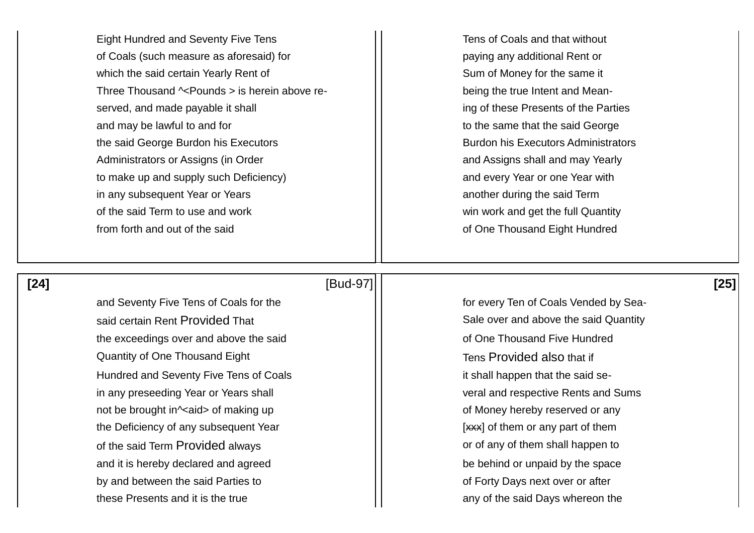Eight Hundred and Seventy Five Tens
of Coals (such measure as aforesaid) for
which the said certain Yearly Rent of
Three Thousand ^<Pounds > is herein above re-
served, and made payable it shall
and may be lawful to and for
the said George Burdon his Executors
Administrators or Assigns (in Order
to make up and supply such Deficiency)
in any subsequent Year or Years
of the said Term to use and work
from forth and out of the said

Tens of Coals and that without
paying any additional Rent or
Sum of Money for the same it
being the true Intent and Mean-
ing of these Presents of the Parties
to the same that the said George
Burdon his Executors Administrators
and Assigns shall and may Yearly
and every Year or one Year with
another during the said Term
win work and get the full Quantity
of One Thousand Eight Hundred

**[24]** [Bud-97]

and Seventy Five Tens of Coals for the
said certain Rent Provided That
the exceedings over and above the said
Quantity of One Thousand Eight
Hundred and Seventy Five Tens of Coals
in any preseeding Year or Years shall
not be brought in^<aid> of making up
the Deficiency of any subsequent Year
of the said Term Provided always
and it is hereby declared and agreed
by and between the said Parties to
these Presents and it is the true

**[25]**

for every Ten of Coals Vended by Sea-
Sale over and above the said Quantity
of One Thousand Five Hundred
Tens Provided also that if
it shall happen that the said se-
veral and respective Rents and Sums
of Money hereby reserved or any
[~~xxx~~] of them or any part of them
or of any of them shall happen to
be behind or unpaid by the space
of Forty Days next over or after
any of the said Days whereon the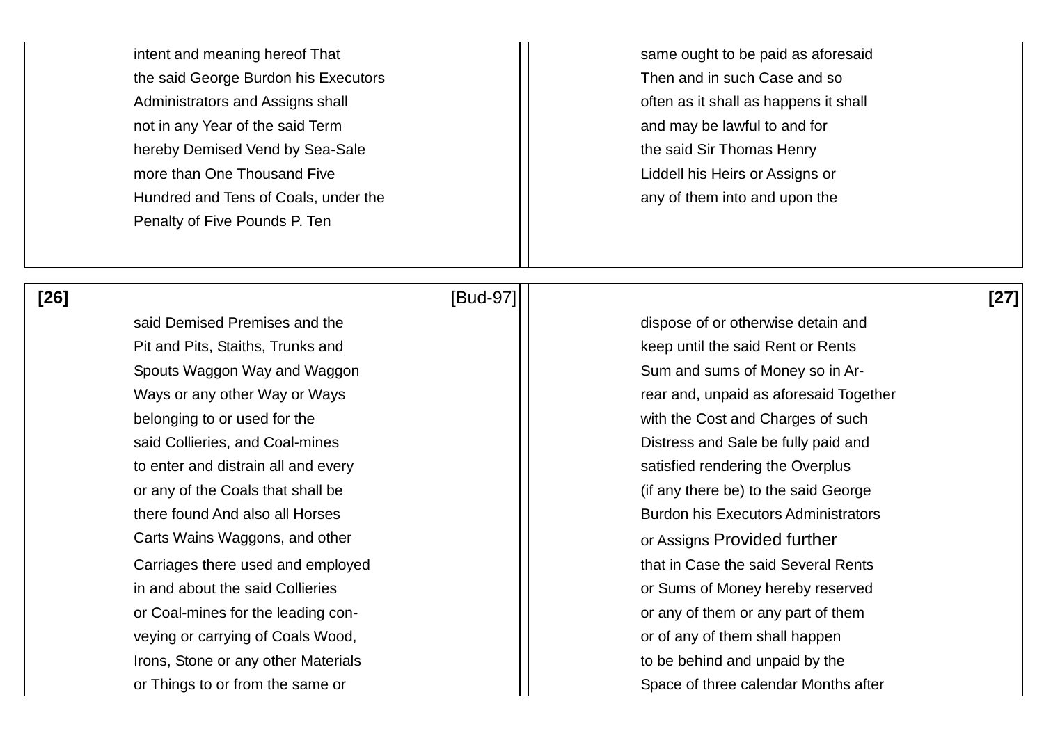intent and meaning hereof That
the said George Burdon his Executors
Administrators and Assigns shall
not in any Year of the said Term
hereby Demised Vend by Sea-Sale
more than One Thousand Five
Hundred and Tens of Coals, under the
Penalty of Five Pounds P. Ten

same ought to be paid as aforesaid
Then and in such Case and so
often as it shall as happens it shall
and may be lawful to and for
the said Sir Thomas Henry
Liddell his Heirs or Assigns or
any of them into and upon the

**[26]** [Bud-97]

said Demised Premises and the
Pit and Pits, Staiths, Trunks and
Spouts Waggon Way and Waggon
Ways or any other Way or Ways
belonging to or used for the
said Collieries, and Coal-mines
to enter and distrain all and every
or any of the Coals that shall be
there found And also all Horses
Carts Wains Waggons, and other
Carriages there used and employed
in and about the said Collieries
or Coal-mines for the leading con-
veying or carrying of Coals Wood,
Irons, Stone or any other Materials
or Things to or from the same or

**[27]**

dispose of or otherwise detain and
keep until the said Rent or Rents
Sum and sums of Money so in Ar-
rear and, unpaid as aforesaid Together
with the Cost and Charges of such
Distress and Sale be fully paid and
satisfied rendering the Overplus
(if any there be) to the said George
Burdon his Executors Administrators
or Assigns Provided further
that in Case the said Several Rents
or Sums of Money hereby reserved
or any of them or any part of them
or of any of them shall happen
to be behind and unpaid by the
Space of three calendar Months after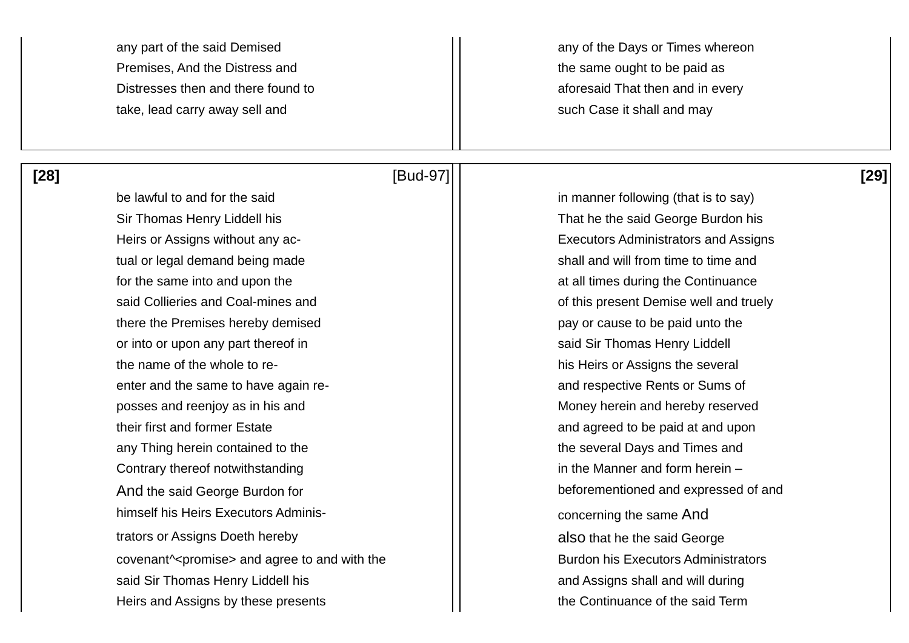any part of the said Demised
Premises, And the Distress and
Distresses then and there found to
take, lead carry away sell and

any of the Days or Times whereon
the same ought to be paid as
aforesaid That then and in every
such Case it shall and may

**[28]** [Bud-97]

be lawful to and for the said
Sir Thomas Henry Liddell his
Heirs or Assigns without any ac-
tual or legal demand being made
for the same into and upon the
said Collieries and Coal-mines and
there the Premises hereby demised
or into or upon any part thereof in
the name of the whole to re-
enter and the same to have again re-
posses and reenjoy as in his and
their first and former Estate
any Thing herein contained to the
Contrary thereof notwithstanding
And the said George Burdon for
himself his Heirs Executors Adminis-
trators or Assigns Doeth hereby
covenant^<promise> and agree to and with the
said Sir Thomas Henry Liddell his
Heirs and Assigns by these presents

**[29]**

in manner following (that is to say)
That he the said George Burdon his
Executors Administrators and Assigns
shall and will from time to time and
at all times during the Continuance
of this present Demise well and truely
pay or cause to be paid unto the
said Sir Thomas Henry Liddell
his Heirs or Assigns the several
and respective Rents or Sums of
Money herein and hereby reserved
and agreed to be paid at and upon
the several Days and Times and
in the Manner and form herein –
beforementioned and expressed of and
concerning the same And
also that he the said George
Burdon his Executors Administrators
and Assigns shall and will during
the Continuance of the said Term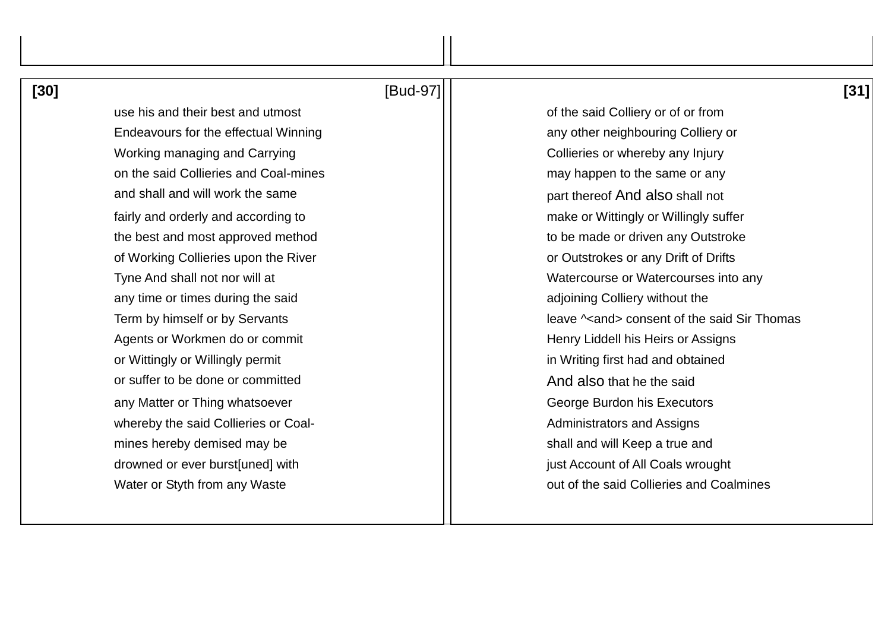[30] [Bud-97]

use his and their best and utmost
Endeavours for the effectual Winning
Working managing and Carrying
on the said Collieries and Coal-mines
and shall and will work the same
fairly and orderly and according to
the best and most approved method
of Working Collieries upon the River
Tyne And shall not nor will at
any time or times during the said
Term by himself or by Servants
Agents or Workmen do or commit
or Wittingly or Willingly permit
or suffer to be done or committed
any Matter or Thing whatsoever
whereby the said Collieries or Coal-
mines hereby demised may be
drowned or ever burst[uned] with
Water or Styth from any Waste

[31]

of the said Colliery or of or from
any other neighbouring Colliery or
Collieries or whereby any Injury
may happen to the same or any
part thereof And also shall not
make or Wittingly or Willingly suffer
to be made or driven any Outstroke
or Outstrokes or any Drift of Drifts
Watercourse or Watercourses into any
adjoining Colliery without the
leave ^<and> consent of the said Sir Thomas
Henry Liddell his Heirs or Assigns
in Writing first had and obtained
And also that he the said
George Burdon his Executors
Administrators and Assigns
shall and will Keep a true and
just Account of All Coals wrought
out of the said Collieries and Coalmines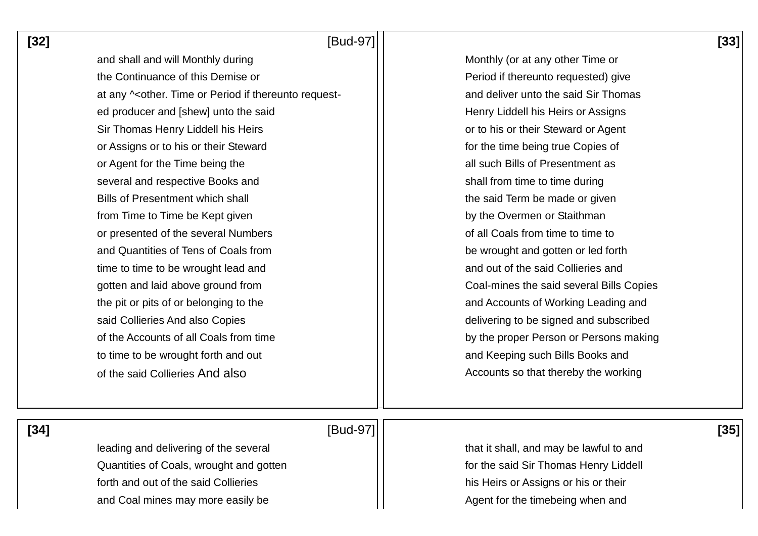[32] [Bud-97]

and shall and will Monthly during
the Continuance of this Demise or
at any ^<other. Time or Period if thereunto request-
ed producer and [shew] unto the said
Sir Thomas Henry Liddell his Heirs
or Assigns or to his or their Steward
or Agent for the Time being the
several and respective Books and
Bills of Presentment which shall
from Time to Time be Kept given
or presented of the several Numbers
and Quantities of Tens of Coals from
time to time to be wrought lead and
gotten and laid above ground from
the pit or pits of or belonging to the
said Collieries And also Copies
of the Accounts of all Coals from time
to time to be wrought forth and out
of the said Collieries And also

[33]

Monthly (or at any other Time or
Period if thereunto requested) give
and deliver unto the said Sir Thomas
Henry Liddell his Heirs or Assigns
or to his or their Steward or Agent
for the time being true Copies of
all such Bills of Presentment as
shall from time to time during
the said Term be made or given
by the Overmen or Staithman
of all Coals from time to time to
be wrought and gotten or led forth
and out of the said Collieries and
Coal-mines the said several Bills Copies
and Accounts of Working Leading and
delivering to be signed and subscribed
by the proper Person or Persons making
and Keeping such Bills Books and
Accounts so that thereby the working

[34] [Bud-97]

leading and delivering of the several
Quantities of Coals, wrought and gotten
forth and out of the said Collieries
and Coal mines may more easily be

[35]

that it shall, and may be lawful to and
for the said Sir Thomas Henry Liddell
his Heirs or Assigns or his or their
Agent for the timebeing when and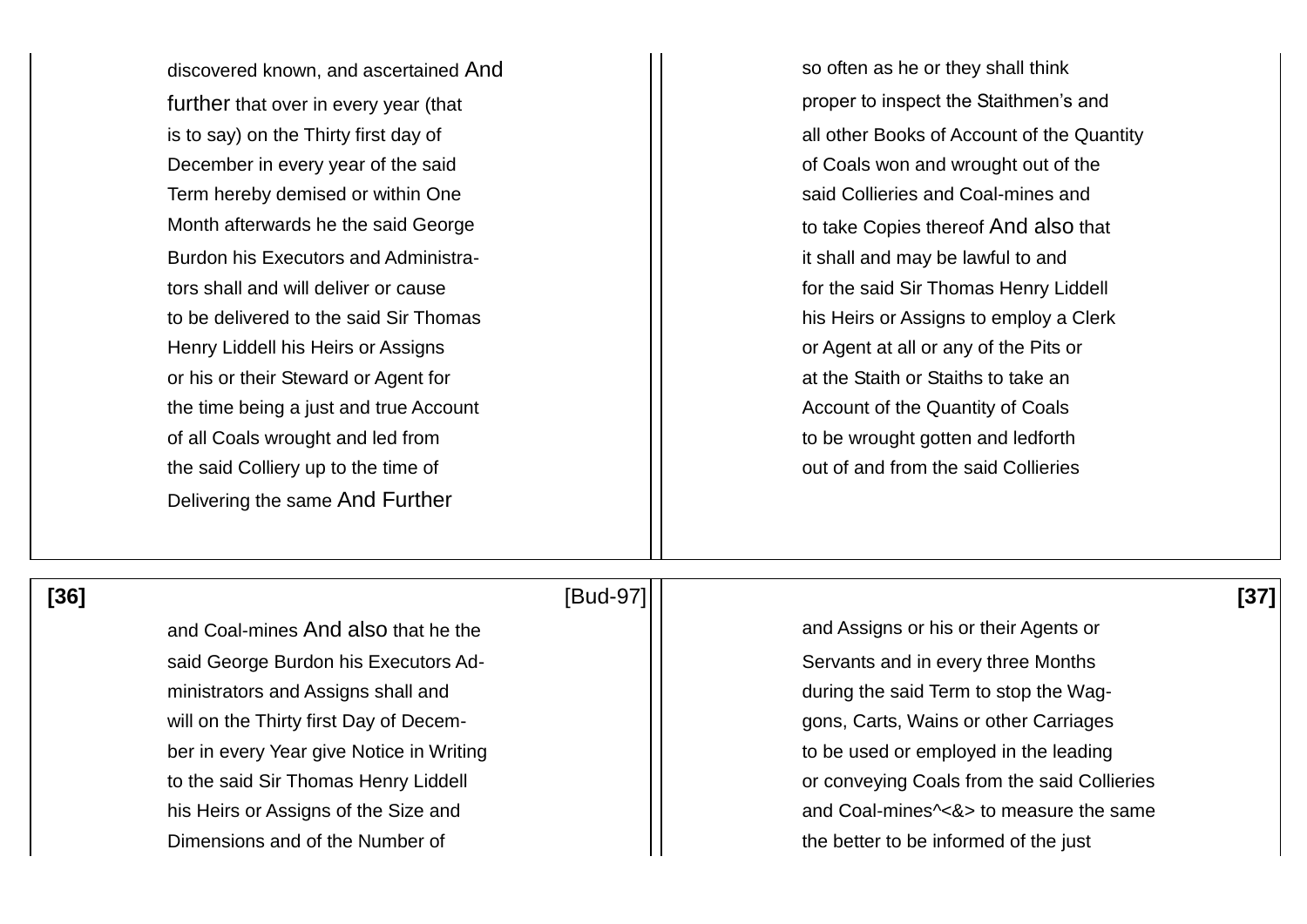discovered known, and ascertained And further that over in every year (that is to say) on the Thirty first day of December in every year of the said Term hereby demised or within One Month afterwards he the said George Burdon his Executors and Administra-tors shall and will deliver or cause to be delivered to the said Sir Thomas Henry Liddell his Heirs or Assigns or his or their Steward or Agent for the time being a just and true Account of all Coals wrought and led from the said Colliery up to the time of Delivering the same And Further

so often as he or they shall think proper to inspect the Staithmen's and all other Books of Account of the Quantity of Coals won and wrought out of the said Collieries and Coal-mines and to take Copies thereof And also that it shall and may be lawful to and for the said Sir Thomas Henry Liddell his Heirs or Assigns to employ a Clerk or Agent at all or any of the Pits or at the Staith or Staiths to take an Account of the Quantity of Coals to be wrought gotten and ledforth out of and from the said Collieries

**[36]** [Bud-97]

and Coal-mines And also that he the said George Burdon his Executors Ad-ministrators and Assigns shall and will on the Thirty first Day of Decem-ber in every Year give Notice in Writing to the said Sir Thomas Henry Liddell his Heirs or Assigns of the Size and Dimensions and of the Number of

**[37]**

and Assigns or his or their Agents or Servants and in every three Months during the said Term to stop the Wag-gons, Carts, Wains or other Carriages to be used or employed in the leading or conveying Coals from the said Collieries and Coal-mines^<&> to measure the same the better to be informed of the just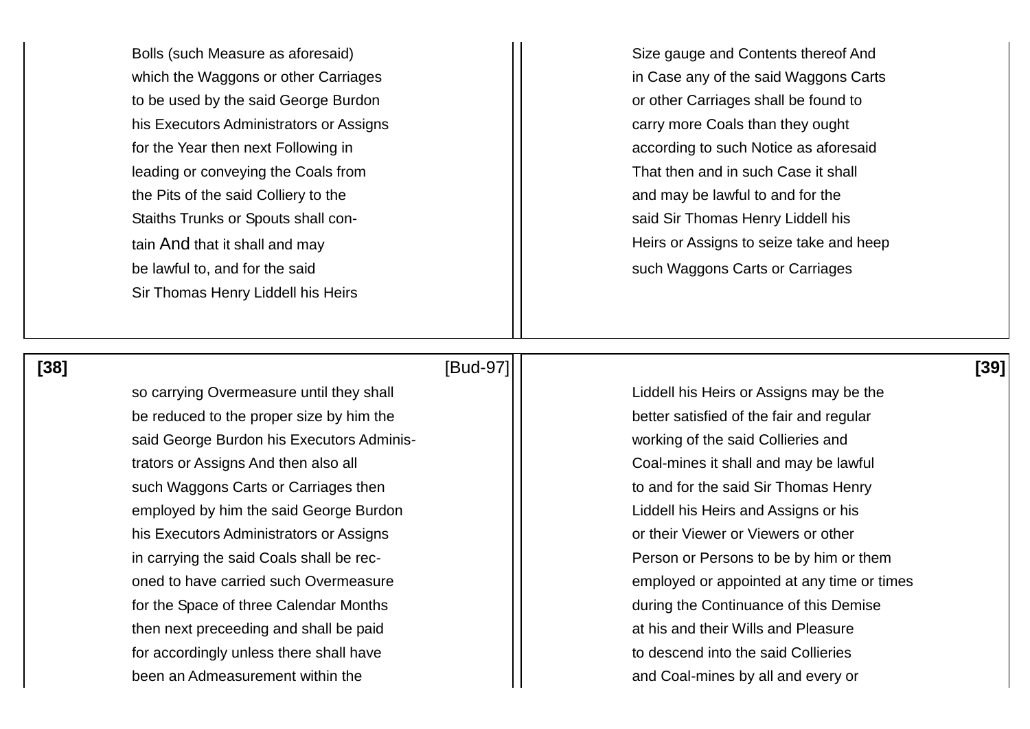Bolls (such Measure as aforesaid)
which the Waggons or other Carriages
to be used by the said George Burdon
his Executors Administrators or Assigns
for the Year then next Following in
leading or conveying the Coals from
the Pits of the said Colliery to the
Staiths Trunks or Spouts shall con-
tain And that it shall and may
be lawful to, and for the said
Sir Thomas Henry Liddell his Heirs

Size gauge and Contents thereof And
in Case any of the said Waggons Carts
or other Carriages shall be found to
carry more Coals than they ought
according to such Notice as aforesaid
That then and in such Case it shall
and may be lawful to and for the
said Sir Thomas Henry Liddell his
Heirs or Assigns to seize take and heep
such Waggons Carts or Carriages

**[38]** [Bud-97]

so carrying Overmeasure until they shall
be reduced to the proper size by him the
said George Burdon his Executors Adminis-
trators or Assigns And then also all
such Waggons Carts or Carriages then
employed by him the said George Burdon
his Executors Administrators or Assigns
in carrying the said Coals shall be rec-
oned to have carried such Overmeasure
for the Space of three Calendar Months
then next preceeding and shall be paid
for accordingly unless there shall have
been an Admeasurement within the

**[39]**

Liddell his Heirs or Assigns may be the
better satisfied of the fair and regular
working of the said Collieries and
Coal-mines it shall and may be lawful
to and for the said Sir Thomas Henry
Liddell his Heirs and Assigns or his
or their Viewer or Viewers or other
Person or Persons to be by him or them
employed or appointed at any time or times
during the Continuance of this Demise
at his and their Wills and Pleasure
to descend into the said Collieries
and Coal-mines by all and every or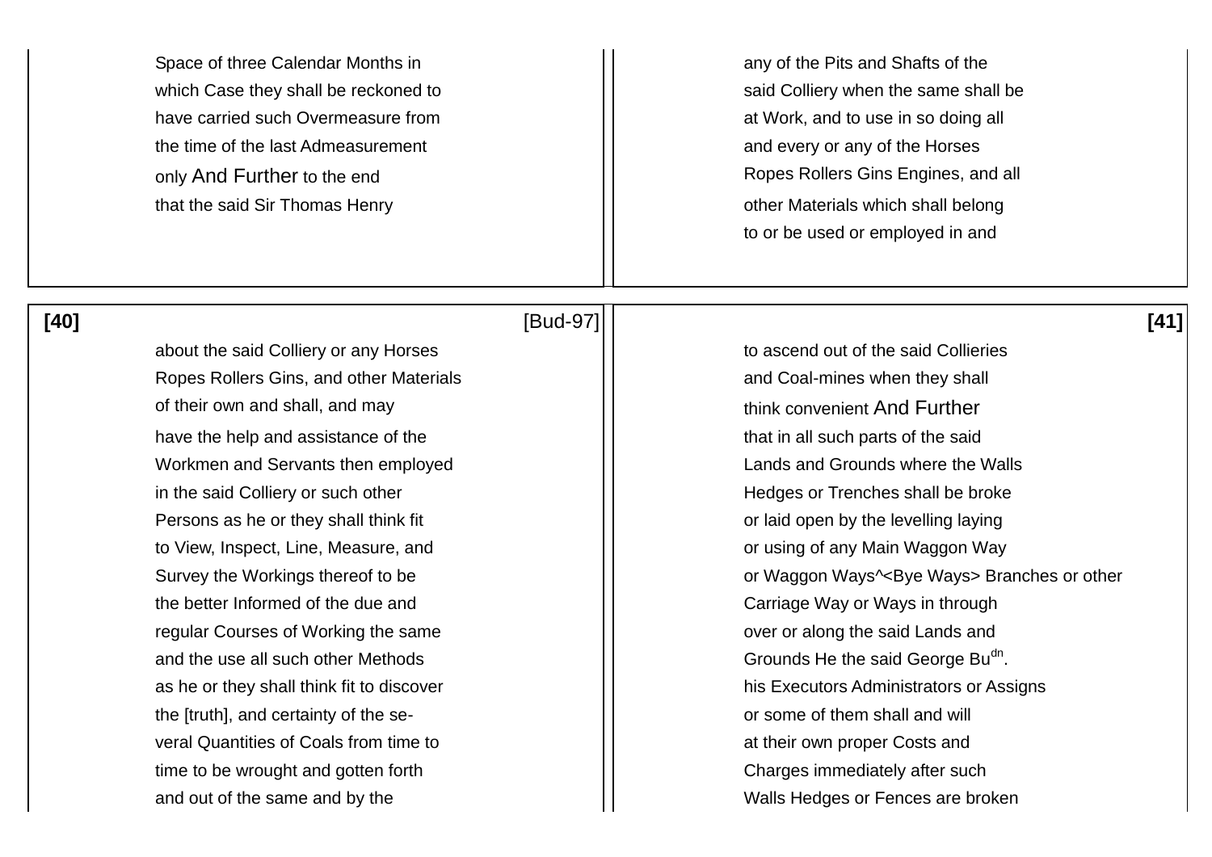Space of three Calendar Months in
which Case they shall be reckoned to
have carried such Overmeasure from
the time of the last Admeasurement
only And Further to the end
that the said Sir Thomas Henry

any of the Pits and Shafts of the
said Colliery when the same shall be
at Work, and to use in so doing all
and every or any of the Horses
Ropes Rollers Gins Engines, and all
other Materials which shall belong
to or be used or employed in and

**[40]** [Bud-97]

about the said Colliery or any Horses
Ropes Rollers Gins, and other Materials
of their own and shall, and may
have the help and assistance of the
Workmen and Servants then employed
in the said Colliery or such other
Persons as he or they shall think fit
to View, Inspect, Line, Measure, and
Survey the Workings thereof to be
the better Informed of the due and
regular Courses of Working the same
and the use all such other Methods
as he or they shall think fit to discover
the [truth], and certainty of the se-
veral Quantities of Coals from time to
time to be wrought and gotten forth
and out of the same and by the

**[41]**

to ascend out of the said Collieries
and Coal-mines when they shall
think convenient And Further
that in all such parts of the said
Lands and Grounds where the Walls
Hedges or Trenches shall be broke
or laid open by the levelling laying
or using of any Main Waggon Way
or Waggon Ways^<Bye Ways> Branches or other
Carriage Way or Ways in through
over or along the said Lands and
Grounds He the said George Bu[dn].
his Executors Administrators or Assigns
or some of them shall and will
at their own proper Costs and
Charges immediately after such
Walls Hedges or Fences are broken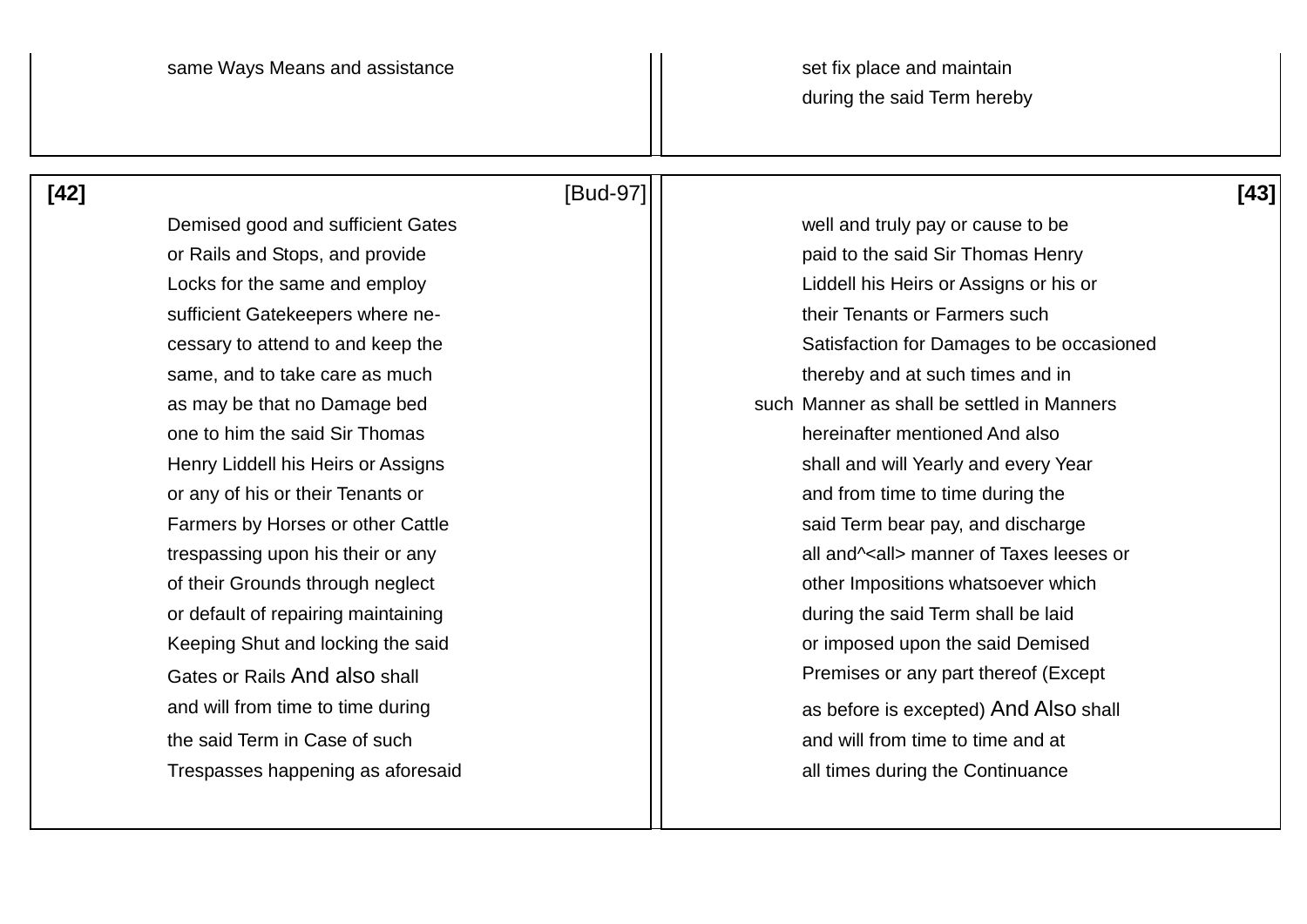same Ways Means and assistance

set fix place and maintain
during the said Term hereby

**[42]** [Bud-97]

Demised good and sufficient Gates
or Rails and Stops, and provide
Locks for the same and employ
sufficient Gatekeepers where ne-
cessary to attend to and keep the
same, and to take care as much
as may be that no Damage bed
one to him the said Sir Thomas
Henry Liddell his Heirs or Assigns
or any of his or their Tenants or
Farmers by Horses or other Cattle
trespassing upon his their or any
of their Grounds through neglect
or default of repairing maintaining
Keeping Shut and locking the said
Gates or Rails And also shall
and will from time to time during
the said Term in Case of such
Trespasses happening as aforesaid

**[43]**

well and truly pay or cause to be
paid to the said Sir Thomas Henry
Liddell his Heirs or Assigns or his or
their Tenants or Farmers such
Satisfaction for Damages to be occasioned
thereby and at such times and in
such Manner as shall be settled in Manners
hereinafter mentioned And also
shall and will Yearly and every Year
and from time to time during the
said Term bear pay, and discharge
all and^<all> manner of Taxes leeses or
other Impositions whatsoever which
during the said Term shall be laid
or imposed upon the said Demised
Premises or any part thereof (Except
as before is excepted) And Also shall
and will from time to time and at
all times during the Continuance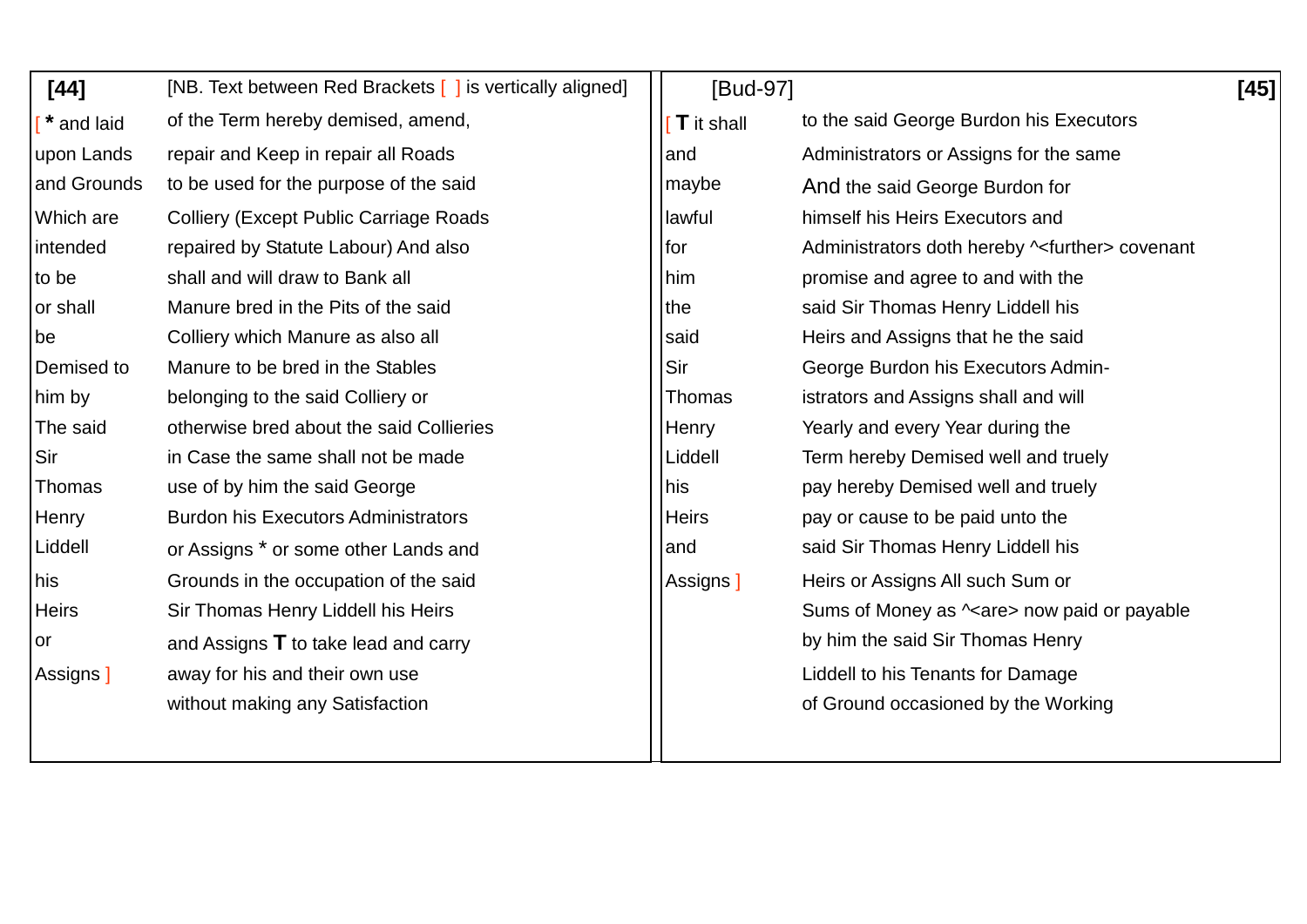| [44] | [NB. Text between Red Brackets [ ] is vertically aligned] | [Bud-97] | [45] |
|---|---|---|---|
| [ * and laid | of the Term hereby demised, amend, | [ T it shall | to the said George Burdon his Executors |
| upon Lands | repair and Keep in repair all Roads | and | Administrators or Assigns for the same |
| and Grounds | to be used for the purpose of the said | maybe | And the said George Burdon for |
| Which are | Colliery (Except Public Carriage Roads | lawful | himself his Heirs Executors and |
| intended | repaired by Statute Labour) And also | for | Administrators doth hereby ^<further> covenant |
| to be | shall and will draw to Bank all | him | promise and agree to and with the |
| or shall | Manure bred in the Pits of the said | the | said Sir Thomas Henry Liddell his |
| be | Colliery which Manure as also all | said | Heirs and Assigns that he the said |
| Demised to | Manure to be bred in the Stables | Sir | George Burdon his Executors Admin- |
| him by | belonging to the said Colliery or | Thomas | istrators and Assigns shall and will |
| The said | otherwise bred about the said Collieries | Henry | Yearly and every Year during the |
| Sir | in Case the same shall not be made | Liddell | Term hereby Demised well and truely |
| Thomas | use of by him the said George | his | pay hereby Demised well and truely |
| Henry | Burdon his Executors Administrators | Heirs | pay or cause to be paid unto the |
| Liddell | or Assigns * or some other Lands and | and | said Sir Thomas Henry Liddell his |
| his | Grounds in the occupation of the said | Assigns ] | Heirs or Assigns All such Sum or |
| Heirs | Sir Thomas Henry Liddell his Heirs | | Sums of Money as ^<are> now paid or payable |
| or | and Assigns **T** to take lead and carry | | by him the said Sir Thomas Henry |
| Assigns ] | away for his and their own use | | Liddell to his Tenants for Damage |
| | without making any Satisfaction | | of Ground occasioned by the Working |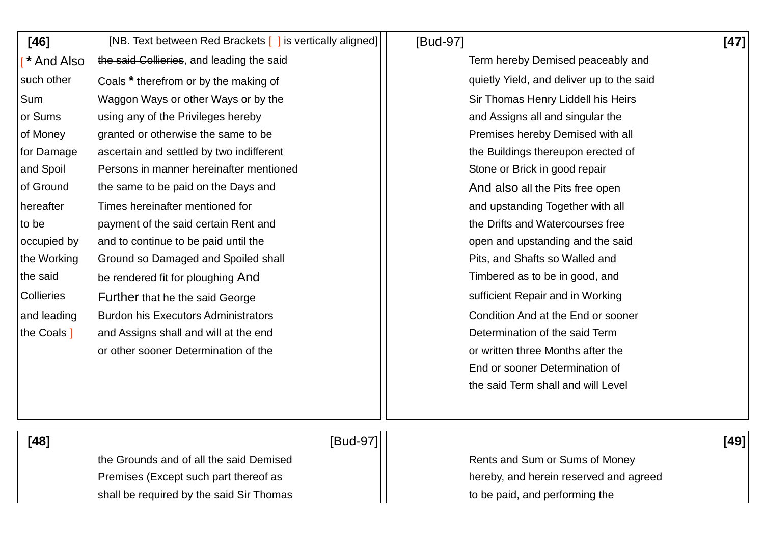**[46]** [NB. Text between Red Brackets [ ] is vertically aligned]

| | |
|---|---|
| [ * And Also | ~~the said Collieries~~, and leading the said |
| such other | Coals * therefrom or by the making of |
| Sum | Waggon Ways or other Ways or by the |
| or Sums | using any of the Privileges hereby |
| of Money | granted or otherwise the same to be |
| for Damage | ascertain and settled by two indifferent |
| and Spoil | Persons in manner hereinafter mentioned |
| of Ground | the same to be paid on the Days and |
| hereafter | Times hereinafter mentioned for |
| to be | payment of the said certain Rent ~~and~~ |
| occupied by | and to continue to be paid until the |
| the Working | Ground so Damaged and Spoiled shall |
| the said | be rendered fit for ploughing And |
| Collieries | Further that he the said George |
| and leading | Burdon his Executors Administrators |
| the Coals ] | and Assigns shall and will at the end |
| | or other sooner Determination of the |

[Bud-97] **[47]**

Term hereby Demised peaceably and
quietly Yield, and deliver up to the said
Sir Thomas Henry Liddell his Heirs
and Assigns all and singular the
Premises hereby Demised with all
the Buildings thereupon erected of
Stone or Brick in good repair
And also all the Pits free open
and upstanding Together with all
the Drifts and Watercourses free
open and upstanding and the said
Pits, and Shafts so Walled and
Timbered as to be in good, and
sufficient Repair and in Working
Condition And at the End or sooner
Determination of the said Term
or written three Months after the
End or sooner Determination of
the said Term shall and will Level

**[48]** [Bud-97]

the Grounds ~~and~~ of all the said Demised
Premises (Except such part thereof as
shall be required by the said Sir Thomas

**[49]**

Rents and Sum or Sums of Money
hereby, and herein reserved and agreed
to be paid, and performing the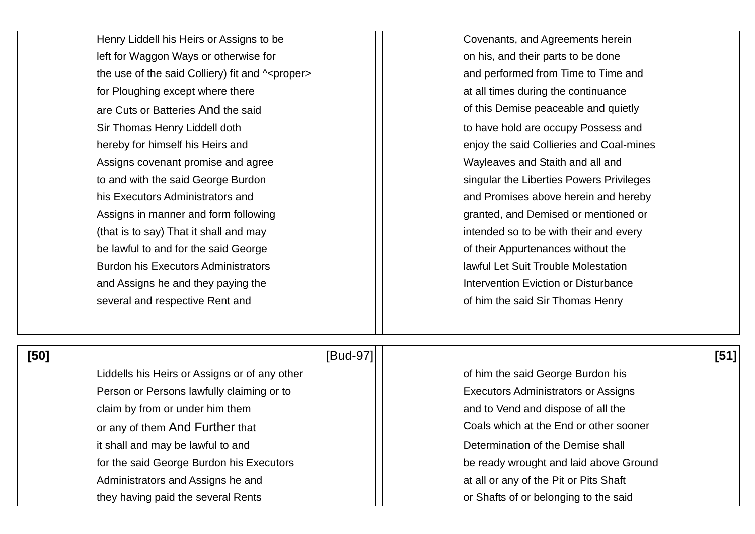Henry Liddell his Heirs or Assigns to be
left for Waggon Ways or otherwise for
the use of the said Colliery) fit and ^<proper>
for Ploughing except where there
are Cuts or Batteries And the said
Sir Thomas Henry Liddell doth
hereby for himself his Heirs and
Assigns covenant promise and agree
to and with the said George Burdon
his Executors Administrators and
Assigns in manner and form following
(that is to say) That it shall and may
be lawful to and for the said George
Burdon his Executors Administrators
and Assigns he and they paying the
several and respective Rent and

Covenants, and Agreements herein
on his, and their parts to be done
and performed from Time to Time and
at all times during the continuance
of this Demise peaceable and quietly
to have hold are occupy Possess and
enjoy the said Collieries and Coal-mines
Wayleaves and Staith and all and
singular the Liberties Powers Privileges
and Promises above herein and hereby
granted, and Demised or mentioned or
intended so to be with their and every
of their Appurtenances without the
lawful Let Suit Trouble Molestation
Intervention Eviction or Disturbance
of him the said Sir Thomas Henry

**[50]** [Bud-97]

Liddells his Heirs or Assigns or of any other
Person or Persons lawfully claiming or to
claim by from or under him them
or any of them And Further that
it shall and may be lawful to and
for the said George Burdon his Executors
Administrators and Assigns he and
they having paid the several Rents

**[51]**

of him the said George Burdon his
Executors Administrators or Assigns
and to Vend and dispose of all the
Coals which at the End or other sooner
Determination of the Demise shall
be ready wrought and laid above Ground
at all or any of the Pit or Pits Shaft
or Shafts of or belonging to the said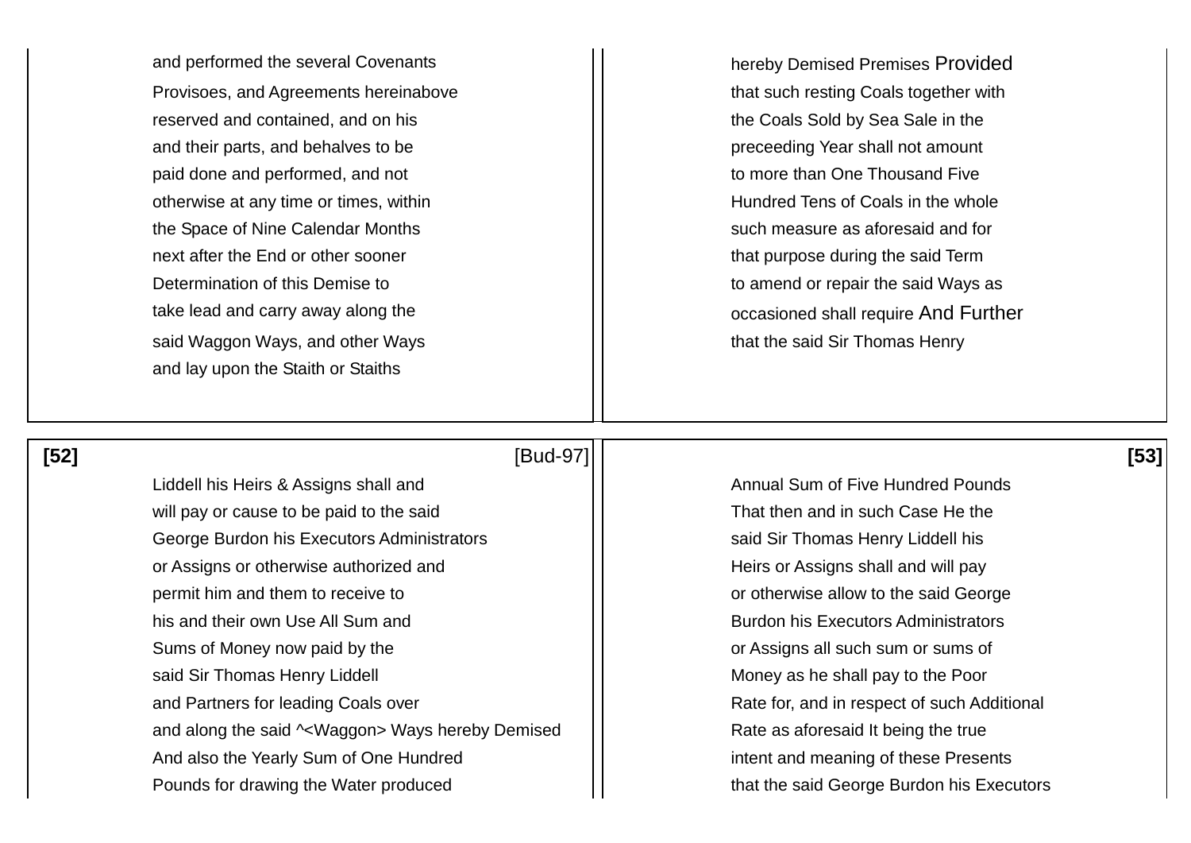and performed the several Covenants
Provisoes, and Agreements hereinabove
reserved and contained, and on his
and their parts, and behalves to be
paid done and performed, and not
otherwise at any time or times, within
the Space of Nine Calendar Months
next after the End or other sooner
Determination of this Demise to
take lead and carry away along the
said Waggon Ways, and other Ways
and lay upon the Staith or Staiths

hereby Demised Premises Provided
that such resting Coals together with
the Coals Sold by Sea Sale in the
preceeding Year shall not amount
to more than One Thousand Five
Hundred Tens of Coals in the whole
such measure as aforesaid and for
that purpose during the said Term
to amend or repair the said Ways as
occasioned shall require And Further
that the said Sir Thomas Henry

[52] [Bud-97]

Liddell his Heirs & Assigns shall and
will pay or cause to be paid to the said
George Burdon his Executors Administrators
or Assigns or otherwise authorized and
permit him and them to receive to
his and their own Use All Sum and
Sums of Money now paid by the
said Sir Thomas Henry Liddell
and Partners for leading Coals over
and along the said ^<Waggon> Ways hereby Demised
And also the Yearly Sum of One Hundred
Pounds for drawing the Water produced

[53]

Annual Sum of Five Hundred Pounds
That then and in such Case He the
said Sir Thomas Henry Liddell his
Heirs or Assigns shall and will pay
or otherwise allow to the said George
Burdon his Executors Administrators
or Assigns all such sum or sums of
Money as he shall pay to the Poor
Rate for, and in respect of such Additional
Rate as aforesaid It being the true
intent and meaning of these Presents
that the said George Burdon his Executors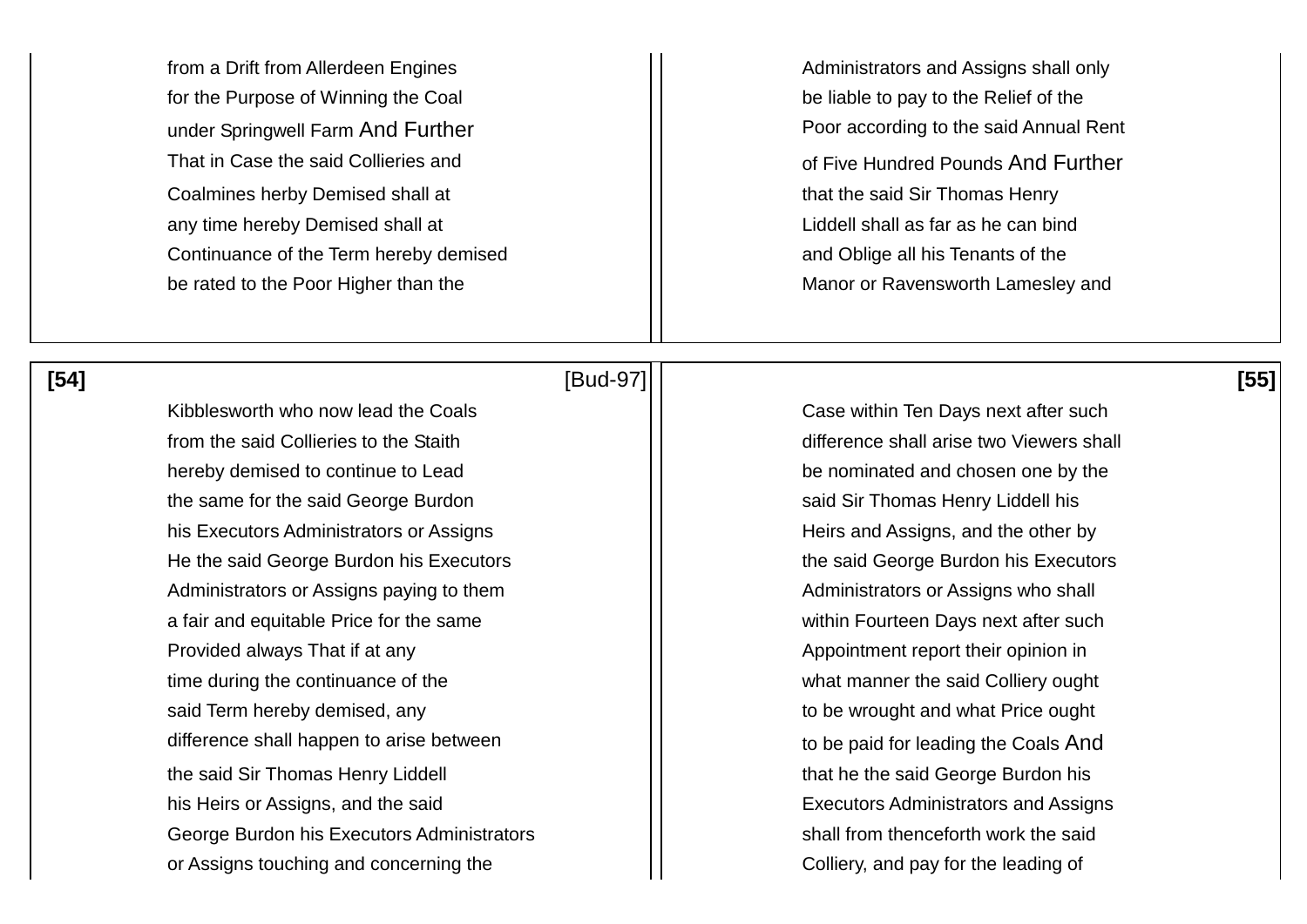from a Drift from Allerdeen Engines
for the Purpose of Winning the Coal
under Springwell Farm And Further
That in Case the said Collieries and
Coalmines herby Demised shall at
any time hereby Demised shall at
Continuance of the Term hereby demised
be rated to the Poor Higher than the

Administrators and Assigns shall only
be liable to pay to the Relief of the
Poor according to the said Annual Rent
of Five Hundred Pounds And Further
that the said Sir Thomas Henry
Liddell shall as far as he can bind
and Oblige all his Tenants of the
Manor or Ravensworth Lamesley and

[54] [Bud-97]

Kibblesworth who now lead the Coals
from the said Collieries to the Staith
hereby demised to continue to Lead
the same for the said George Burdon
his Executors Administrators or Assigns
He the said George Burdon his Executors
Administrators or Assigns paying to them
a fair and equitable Price for the same
Provided always That if at any
time during the continuance of the
said Term hereby demised, any
difference shall happen to arise between
the said Sir Thomas Henry Liddell
his Heirs or Assigns, and the said
George Burdon his Executors Administrators
or Assigns touching and concerning the

[55]

Case within Ten Days next after such
difference shall arise two Viewers shall
be nominated and chosen one by the
said Sir Thomas Henry Liddell his
Heirs and Assigns, and the other by
the said George Burdon his Executors
Administrators or Assigns who shall
within Fourteen Days next after such
Appointment report their opinion in
what manner the said Colliery ought
to be wrought and what Price ought
to be paid for leading the Coals And
that he the said George Burdon his
Executors Administrators and Assigns
shall from thenceforth work the said
Colliery, and pay for the leading of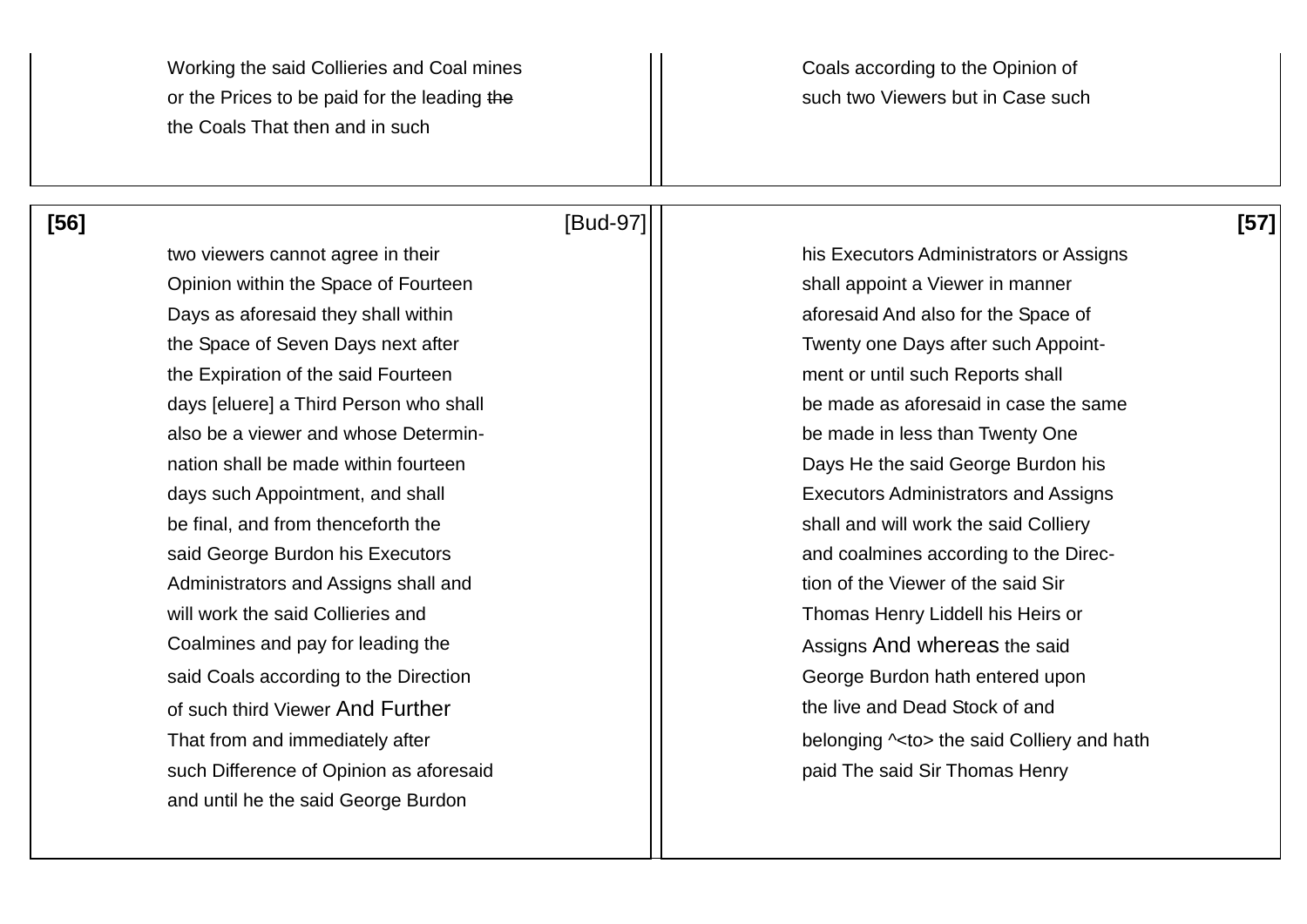Working the said Collieries and Coal mines
or the Prices to be paid for the leading ~~the~~
the Coals That then and in such

Coals according to the Opinion of
such two Viewers but in Case such

**[56]** [Bud-97]

two viewers cannot agree in their
Opinion within the Space of Fourteen
Days as aforesaid they shall within
the Space of Seven Days next after
the Expiration of the said Fourteen
days [eluere] a Third Person who shall
also be a viewer and whose Determin-
nation shall be made within fourteen
days such Appointment, and shall
be final, and from thenceforth the
said George Burdon his Executors
Administrators and Assigns shall and
will work the said Collieries and
Coalmines and pay for leading the
said Coals according to the Direction
of such third Viewer And Further
That from and immediately after
such Difference of Opinion as aforesaid
and until he the said George Burdon

**[57]**

his Executors Administrators or Assigns
shall appoint a Viewer in manner
aforesaid And also for the Space of
Twenty one Days after such Appoint-
ment or until such Reports shall
be made as aforesaid in case the same
be made in less than Twenty One
Days He the said George Burdon his
Executors Administrators and Assigns
shall and will work the said Colliery
and coalmines according to the Direc-
tion of the Viewer of the said Sir
Thomas Henry Liddell his Heirs or
Assigns And whereas the said
George Burdon hath entered upon
the live and Dead Stock of and
belonging ^<to> the said Colliery and hath
paid The said Sir Thomas Henry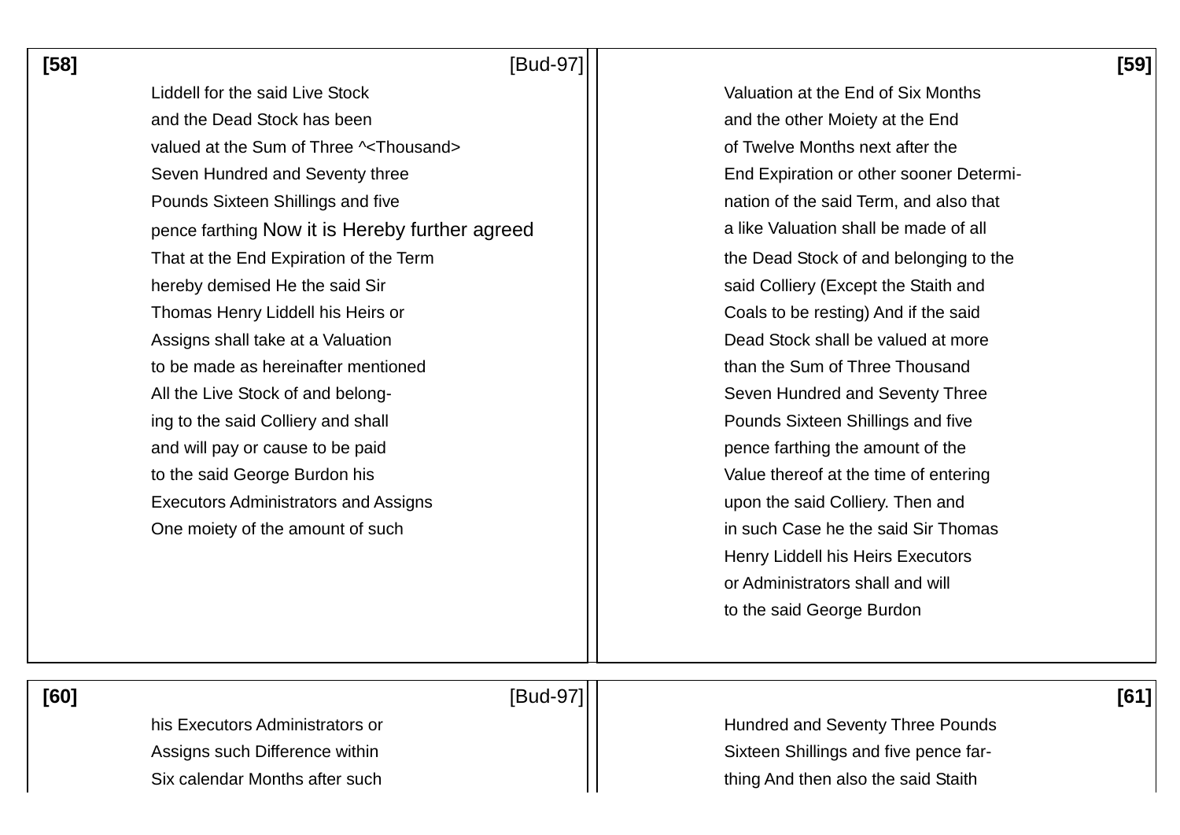[58] [Bud-97]

Liddell for the said Live Stock
and the Dead Stock has been
valued at the Sum of Three ^<Thousand>
Seven Hundred and Seventy three
Pounds Sixteen Shillings and five
pence farthing Now it is Hereby further agreed
That at the End Expiration of the Term
hereby demised He the said Sir
Thomas Henry Liddell his Heirs or
Assigns shall take at a Valuation
to be made as hereinafter mentioned
All the Live Stock of and belong-
ing to the said Colliery and shall
and will pay or cause to be paid
to the said George Burdon his
Executors Administrators and Assigns
One moiety of the amount of such

[59]

Valuation at the End of Six Months
and the other Moiety at the End
of Twelve Months next after the
End Expiration or other sooner Determi-
nation of the said Term, and also that
a like Valuation shall be made of all
the Dead Stock of and belonging to the
said Colliery (Except the Staith and
Coals to be resting) And if the said
Dead Stock shall be valued at more
than the Sum of Three Thousand
Seven Hundred and Seventy Three
Pounds Sixteen Shillings and five
pence farthing the amount of the
Value thereof at the time of entering
upon the said Colliery. Then and
in such Case he the said Sir Thomas
Henry Liddell his Heirs Executors
or Administrators shall and will
to the said George Burdon

[60] [Bud-97]

his Executors Administrators or
Assigns such Difference within
Six calendar Months after such

[61]

Hundred and Seventy Three Pounds
Sixteen Shillings and five pence far-
thing And then also the said Staith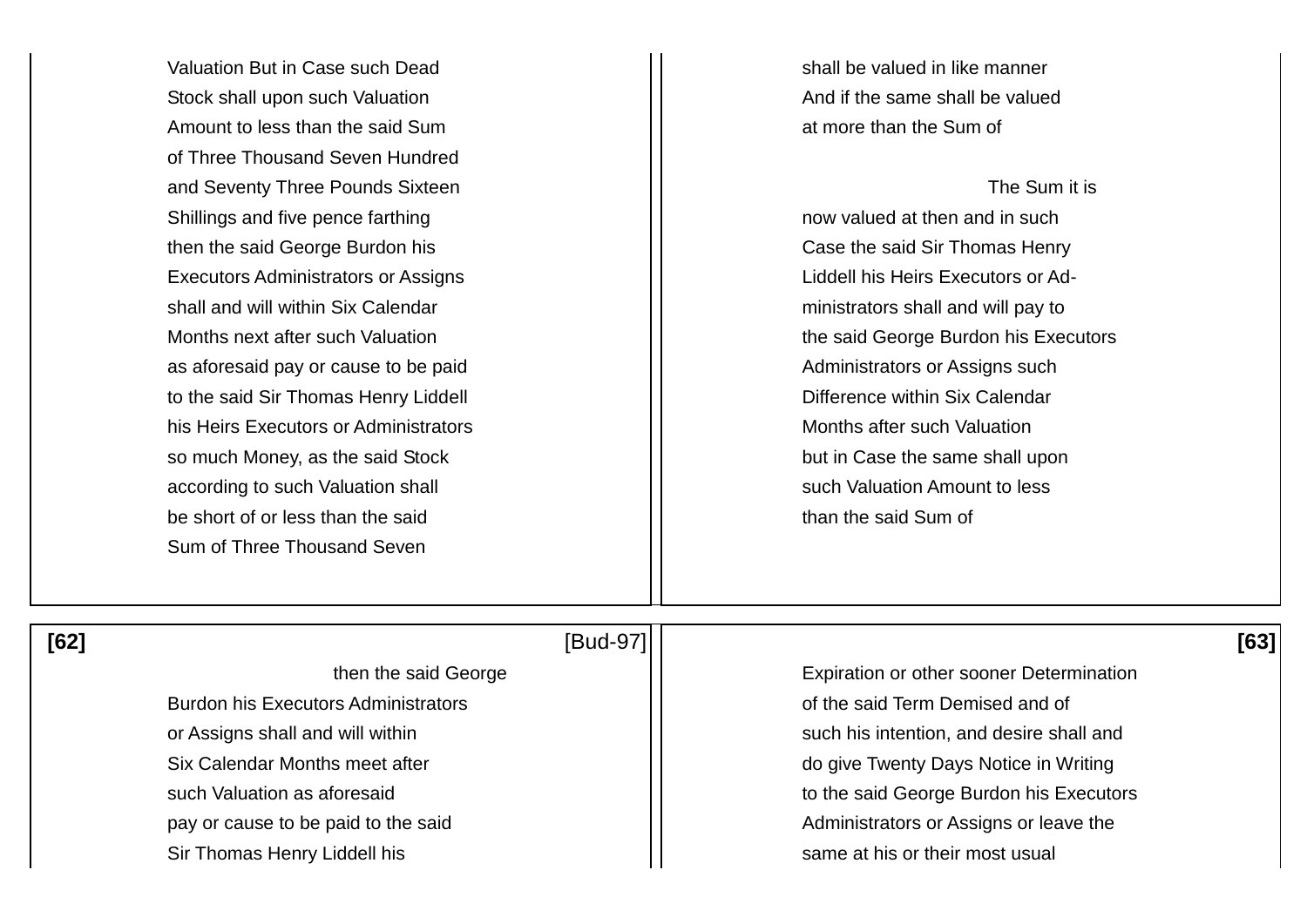Valuation But in Case such Dead Stock shall upon such Valuation Amount to less than the said Sum of Three Thousand Seven Hundred and Seventy Three Pounds Sixteen Shillings and five pence farthing then the said George Burdon his Executors Administrators or Assigns shall and will within Six Calendar Months next after such Valuation as aforesaid pay or cause to be paid to the said Sir Thomas Henry Liddell his Heirs Executors or Administrators so much Money, as the said Stock according to such Valuation shall be short of or less than the said Sum of Three Thousand Seven

shall be valued in like manner And if the same shall be valued at more than the Sum of

The Sum it is now valued at then and in such Case the said Sir Thomas Henry Liddell his Heirs Executors or Administrators shall and will pay to the said George Burdon his Executors Administrators or Assigns such Difference within Six Calendar Months after such Valuation but in Case the same shall upon such Valuation Amount to less than the said Sum of

[62] [Bud-97]

then the said George Burdon his Executors Administrators or Assigns shall and will within Six Calendar Months meet after such Valuation as aforesaid pay or cause to be paid to the said Sir Thomas Henry Liddell his

[63]

Expiration or other sooner Determination of the said Term Demised and of such his intention, and desire shall and do give Twenty Days Notice in Writing to the said George Burdon his Executors Administrators or Assigns or leave the same at his or their most usual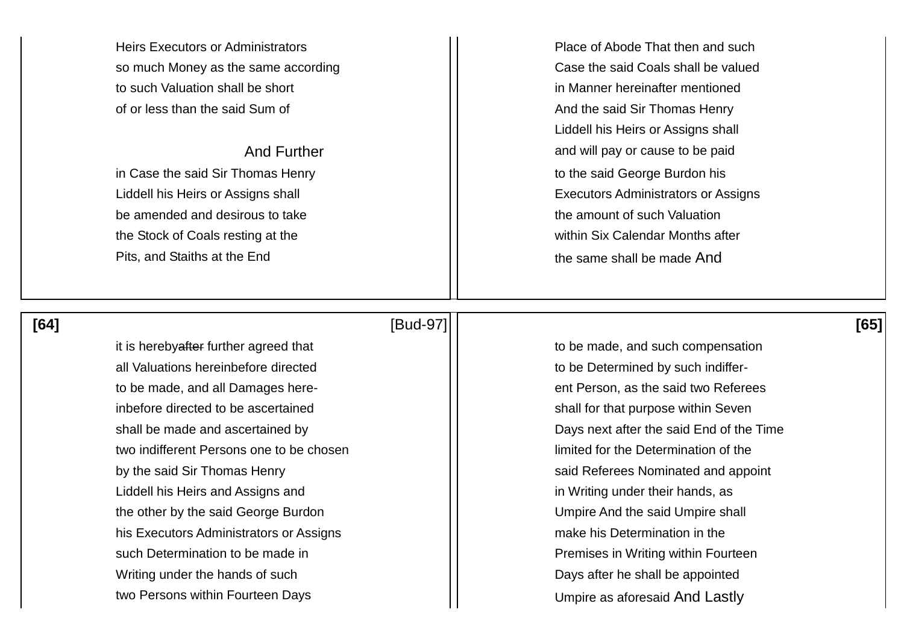Heirs Executors or Administrators
so much Money as the same according
to such Valuation shall be short
of or less than the said Sum of

And Further
in Case the said Sir Thomas Henry
Liddell his Heirs or Assigns shall
be amended and desirous to take
the Stock of Coals resting at the
Pits, and Staiths at the End

Place of Abode That then and such
Case the said Coals shall be valued
in Manner hereinafter mentioned
And the said Sir Thomas Henry
Liddell his Heirs or Assigns shall
and will pay or cause to be paid
to the said George Burdon his
Executors Administrators or Assigns
the amount of such Valuation
within Six Calendar Months after
the same shall be made And

**[64]** [Bud-97]

it is hereby~~after~~ further agreed that
all Valuations hereinbefore directed
to be made, and all Damages here-
inbefore directed to be ascertained
shall be made and ascertained by
two indifferent Persons one to be chosen
by the said Sir Thomas Henry
Liddell his Heirs and Assigns and
the other by the said George Burdon
his Executors Administrators or Assigns
such Determination to be made in
Writing under the hands of such
two Persons within Fourteen Days

**[65]**

to be made, and such compensation
to be Determined by such indiffer-
ent Person, as the said two Referees
shall for that purpose within Seven
Days next after the said End of the Time
limited for the Determination of the
said Referees Nominated and appoint
in Writing under their hands, as
Umpire And the said Umpire shall
make his Determination in the
Premises in Writing within Fourteen
Days after he shall be appointed
Umpire as aforesaid And Lastly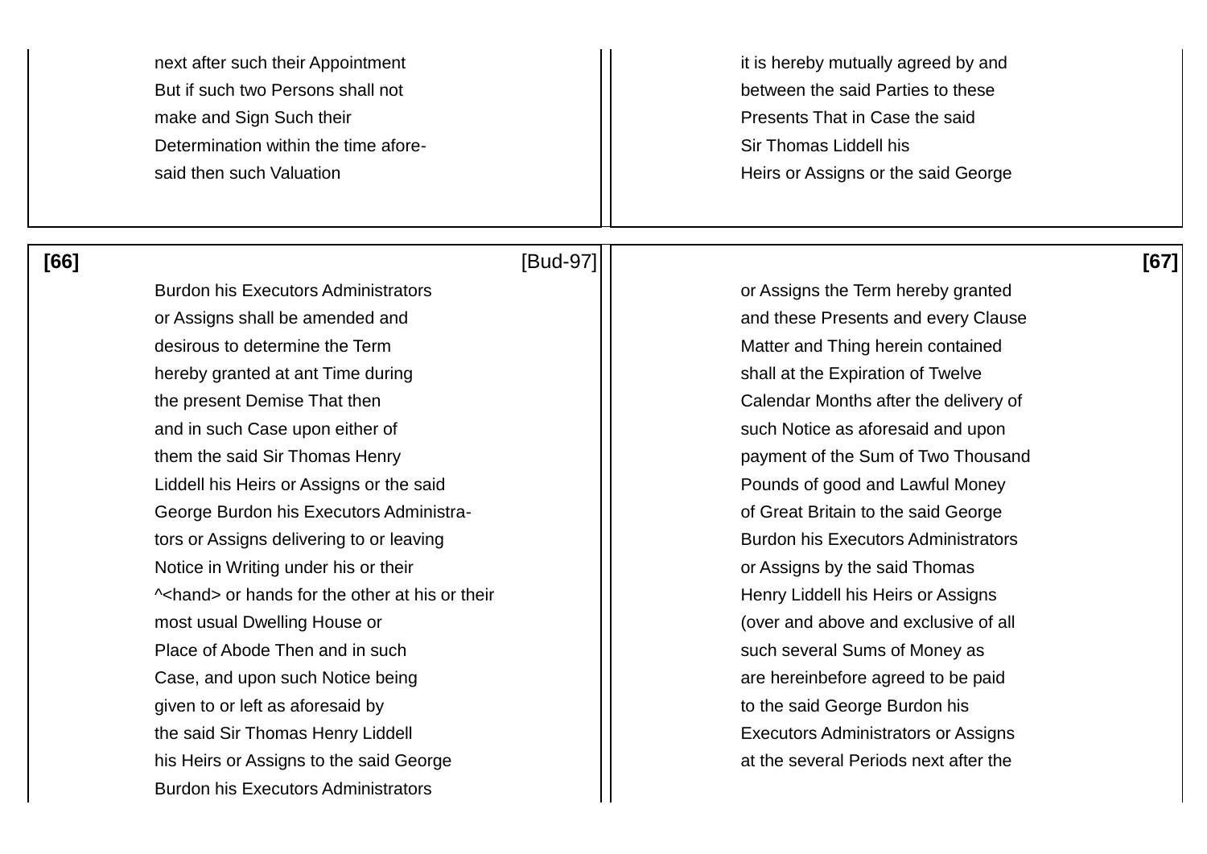next after such their Appointment
But if such two Persons shall not
make and Sign Such their
Determination within the time afore-
said then such Valuation

it is hereby mutually agreed by and
between the said Parties to these
Presents That in Case the said
Sir Thomas Liddell his
Heirs or Assigns or the said George

**[66]** [Bud-97]

Burdon his Executors Administrators
or Assigns shall be amended and
desirous to determine the Term
hereby granted at ant Time during
the present Demise That then
and in such Case upon either of
them the said Sir Thomas Henry
Liddell his Heirs or Assigns or the said
George Burdon his Executors Administra-
tors or Assigns delivering to or leaving
Notice in Writing under his or their
^<hand> or hands for the other at his or their
most usual Dwelling House or
Place of Abode Then and in such
Case, and upon such Notice being
given to or left as aforesaid by
the said Sir Thomas Henry Liddell
his Heirs or Assigns to the said George
Burdon his Executors Administrators

**[67]**

or Assigns the Term hereby granted
and these Presents and every Clause
Matter and Thing herein contained
shall at the Expiration of Twelve
Calendar Months after the delivery of
such Notice as aforesaid and upon
payment of the Sum of Two Thousand
Pounds of good and Lawful Money
of Great Britain to the said George
Burdon his Executors Administrators
or Assigns by the said Thomas
Henry Liddell his Heirs or Assigns
(over and above and exclusive of all
such several Sums of Money as
are hereinbefore agreed to be paid
to the said George Burdon his
Executors Administrators or Assigns
at the several Periods next after the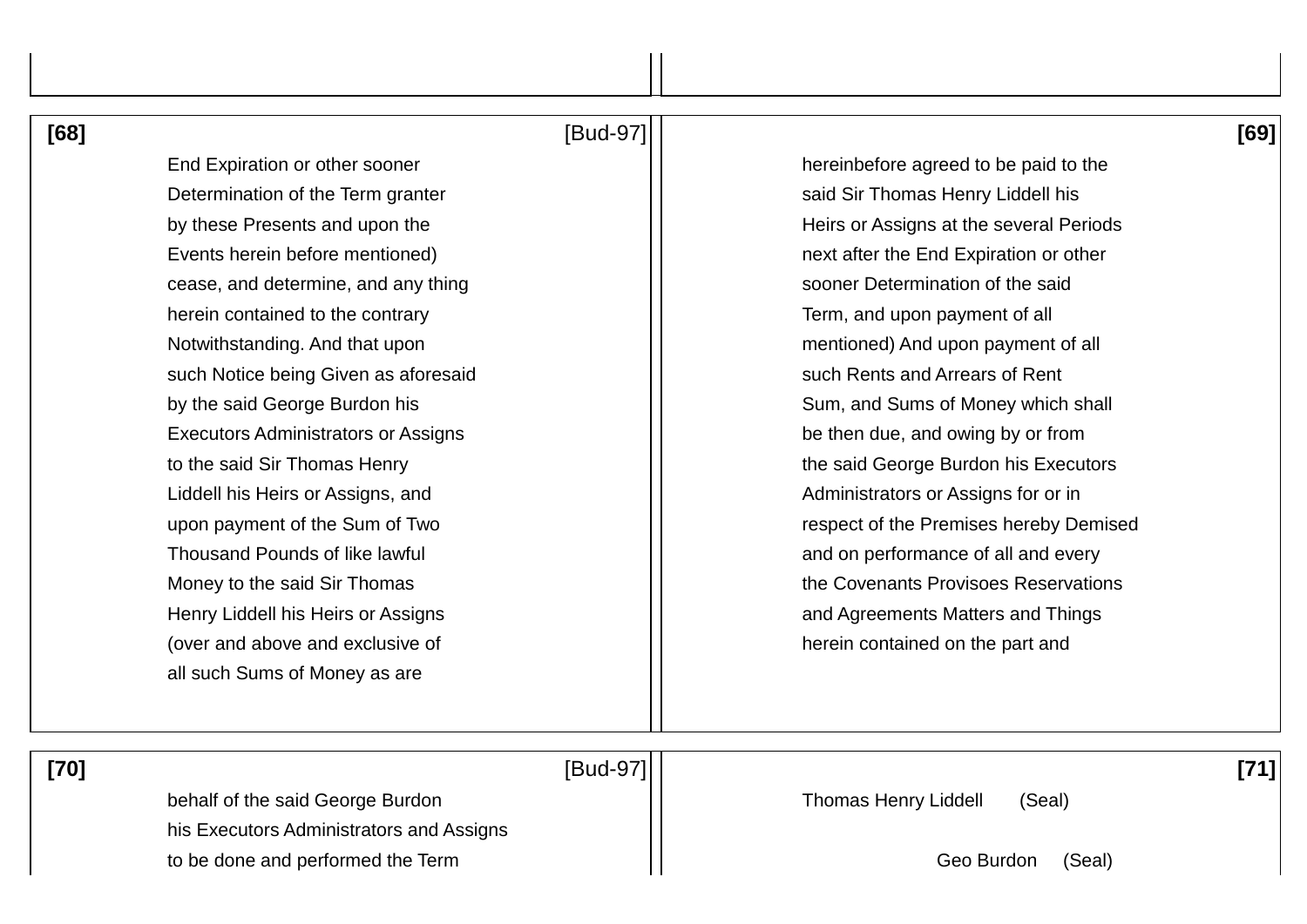**[68]** [Bud-97]

End Expiration or other sooner
Determination of the Term granter
by these Presents and upon the
Events herein before mentioned)
cease, and determine, and any thing
herein contained to the contrary
Notwithstanding. And that upon
such Notice being Given as aforesaid
by the said George Burdon his
Executors Administrators or Assigns
to the said Sir Thomas Henry
Liddell his Heirs or Assigns, and
upon payment of the Sum of Two
Thousand Pounds of like lawful
Money to the said Sir Thomas
Henry Liddell his Heirs or Assigns
(over and above and exclusive of
all such Sums of Money as are

**[69]**

hereinbefore agreed to be paid to the
said Sir Thomas Henry Liddell his
Heirs or Assigns at the several Periods
next after the End Expiration or other
sooner Determination of the said
Term, and upon payment of all
mentioned) And upon payment of all
such Rents and Arrears of Rent
Sum, and Sums of Money which shall
be then due, and owing by or from
the said George Burdon his Executors
Administrators or Assigns for or in
respect of the Premises hereby Demised
and on performance of all and every
the Covenants Provisoes Reservations
and Agreements Matters and Things
herein contained on the part and

**[70]** [Bud-97]

behalf of the said George Burdon
his Executors Administrators and Assigns
to be done and performed the Term

**[71]**

Thomas Henry Liddell (Seal)

Geo Burdon (Seal)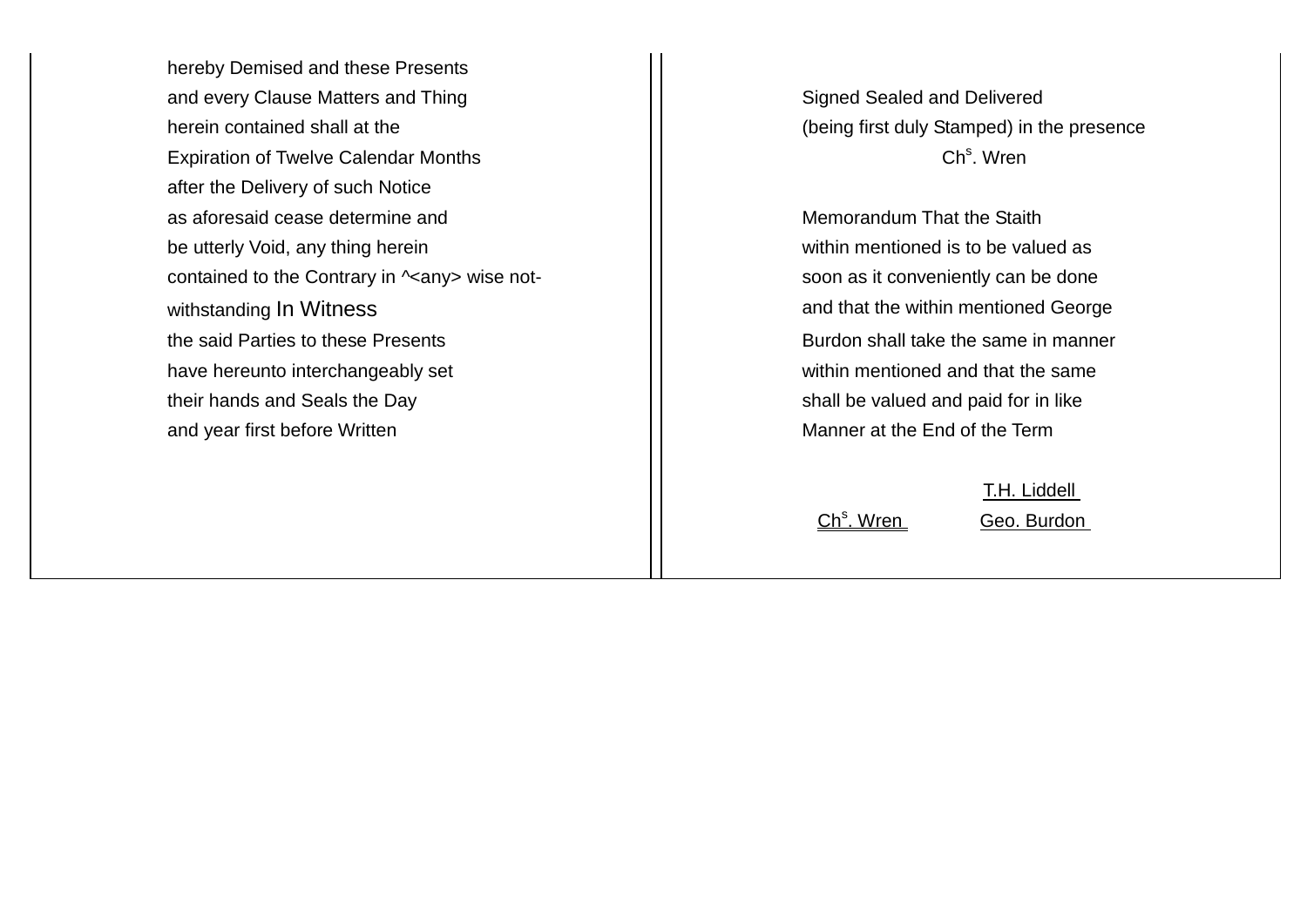hereby Demised and these Presents
and every Clause Matters and Thing
herein contained shall at the
Expiration of Twelve Calendar Months
after the Delivery of such Notice
as aforesaid cease determine and
be utterly Void, any thing herein
contained to the Contrary in ^<any> wise not-
withstanding In Witness
the said Parties to these Presents
have hereunto interchangeably set
their hands and Seals the Day
and year first before Written

Signed Sealed and Delivered
(being first duly Stamped) in the presence
Ch$^{s}$. Wren

Memorandum That the Staith
within mentioned is to be valued as
soon as it conveniently can be done
and that the within mentioned George
Burdon shall take the same in manner
within mentioned and that the same
shall be valued and paid for in like
Manner at the End of the Term

T.H. Liddell

Ch$^{s}$. Wren Geo. Burdon